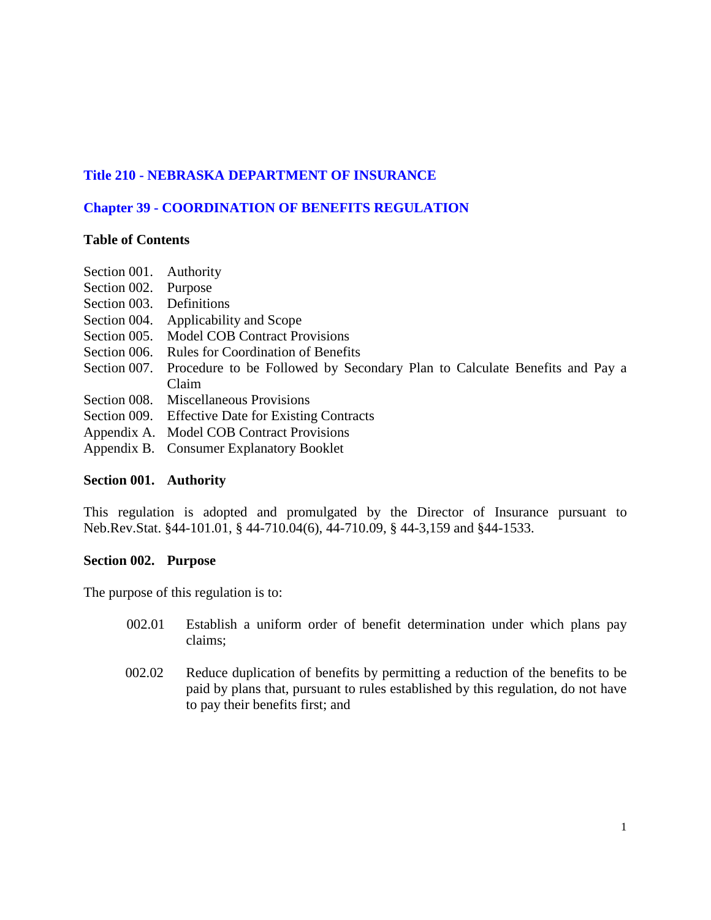## Title 210 - NEBRASKA DEPARTMENT OF INSURANCE

## Chapter 39 - COORDINATION OF BENEFITS REGULATION

**Table of Contents**

| | |
|---|---|
| Section 001. | Authority |
| Section 002. | Purpose |
| Section 003. | Definitions |
| Section 004. | Applicability and Scope |
| Section 005. | Model COB Contract Provisions |
| Section 006. | Rules for Coordination of Benefits |
| Section 007. | Procedure to be Followed by Secondary Plan to Calculate Benefits and Pay a Claim |
| Section 008. | Miscellaneous Provisions |
| Section 009. | Effective Date for Existing Contracts |
| Appendix A. | Model COB Contract Provisions |
| Appendix B. | Consumer Explanatory Booklet |

### Section 001. Authority

This regulation is adopted and promulgated by the Director of Insurance pursuant to Neb.Rev.Stat. §44-101.01, § 44-710.04(6), 44-710.09, § 44-3,159 and §44-1533.

### Section 002. Purpose

The purpose of this regulation is to:

002.01 Establish a uniform order of benefit determination under which plans pay claims;

002.02 Reduce duplication of benefits by permitting a reduction of the benefits to be paid by plans that, pursuant to rules established by this regulation, do not have to pay their benefits first; and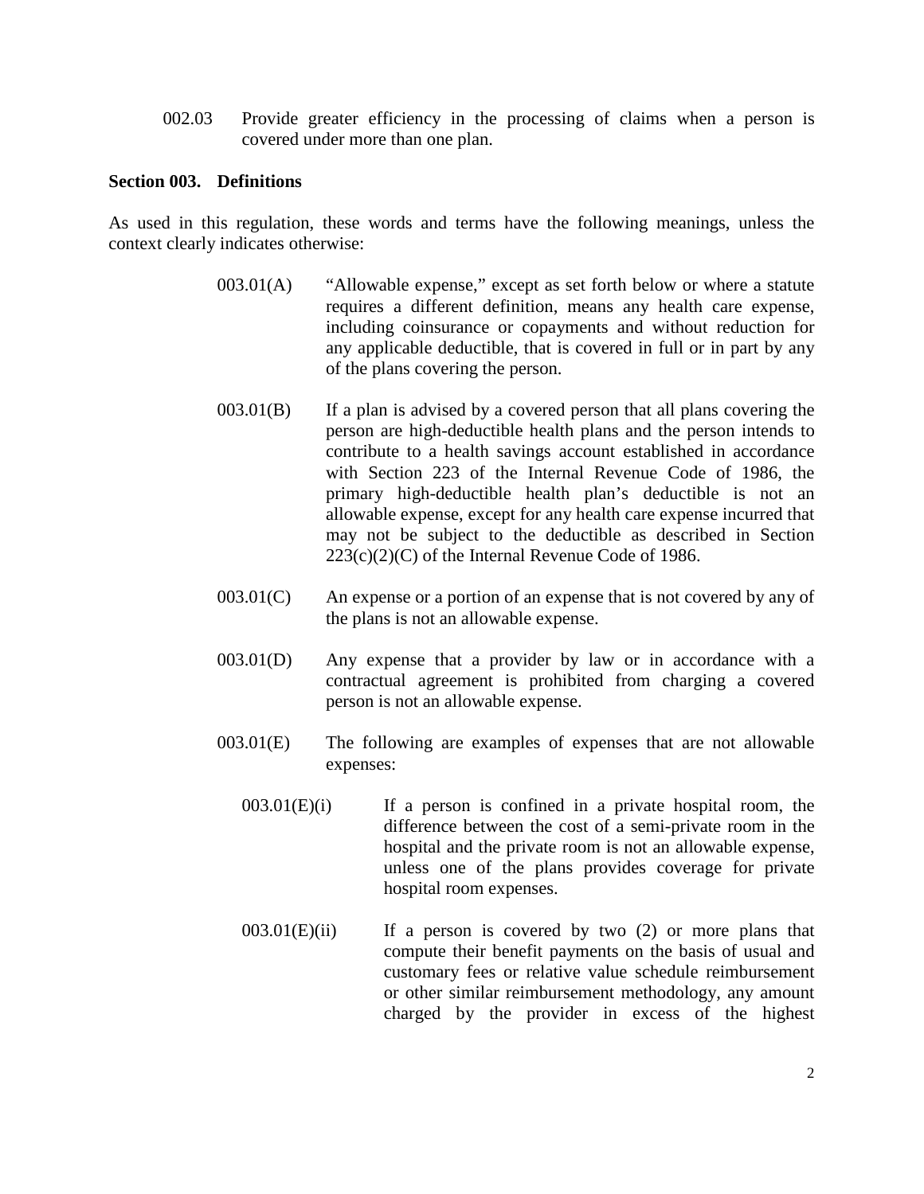002.03 Provide greater efficiency in the processing of claims when a person is covered under more than one plan.

**Section 003. Definitions**

As used in this regulation, these words and terms have the following meanings, unless the context clearly indicates otherwise:

003.01(A) "Allowable expense," except as set forth below or where a statute requires a different definition, means any health care expense, including coinsurance or copayments and without reduction for any applicable deductible, that is covered in full or in part by any of the plans covering the person.

003.01(B) If a plan is advised by a covered person that all plans covering the person are high-deductible health plans and the person intends to contribute to a health savings account established in accordance with Section 223 of the Internal Revenue Code of 1986, the primary high-deductible health plan's deductible is not an allowable expense, except for any health care expense incurred that may not be subject to the deductible as described in Section 223(c)(2)(C) of the Internal Revenue Code of 1986.

003.01(C) An expense or a portion of an expense that is not covered by any of the plans is not an allowable expense.

003.01(D) Any expense that a provider by law or in accordance with a contractual agreement is prohibited from charging a covered person is not an allowable expense.

003.01(E) The following are examples of expenses that are not allowable expenses:

003.01(E)(i) If a person is confined in a private hospital room, the difference between the cost of a semi-private room in the hospital and the private room is not an allowable expense, unless one of the plans provides coverage for private hospital room expenses.

003.01(E)(ii) If a person is covered by two (2) or more plans that compute their benefit payments on the basis of usual and customary fees or relative value schedule reimbursement or other similar reimbursement methodology, any amount charged by the provider in excess of the highest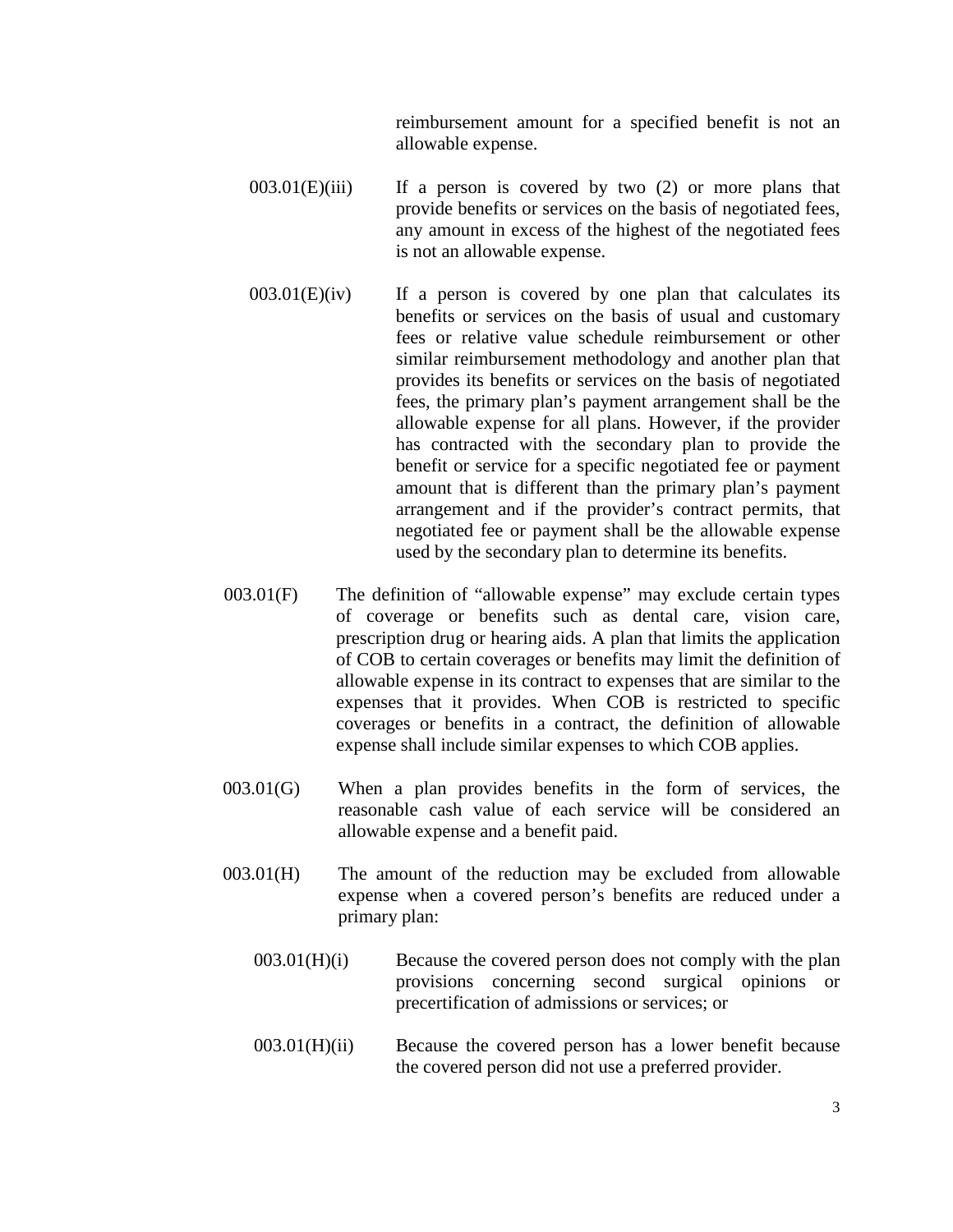reimbursement amount for a specified benefit is not an allowable expense.

003.01(E)(iii) If a person is covered by two (2) or more plans that provide benefits or services on the basis of negotiated fees, any amount in excess of the highest of the negotiated fees is not an allowable expense.

003.01(E)(iv) If a person is covered by one plan that calculates its benefits or services on the basis of usual and customary fees or relative value schedule reimbursement or other similar reimbursement methodology and another plan that provides its benefits or services on the basis of negotiated fees, the primary plan's payment arrangement shall be the allowable expense for all plans. However, if the provider has contracted with the secondary plan to provide the benefit or service for a specific negotiated fee or payment amount that is different than the primary plan's payment arrangement and if the provider's contract permits, that negotiated fee or payment shall be the allowable expense used by the secondary plan to determine its benefits.

003.01(F) The definition of "allowable expense" may exclude certain types of coverage or benefits such as dental care, vision care, prescription drug or hearing aids. A plan that limits the application of COB to certain coverages or benefits may limit the definition of allowable expense in its contract to expenses that are similar to the expenses that it provides. When COB is restricted to specific coverages or benefits in a contract, the definition of allowable expense shall include similar expenses to which COB applies.

003.01(G) When a plan provides benefits in the form of services, the reasonable cash value of each service will be considered an allowable expense and a benefit paid.

003.01(H) The amount of the reduction may be excluded from allowable expense when a covered person's benefits are reduced under a primary plan:

003.01(H)(i) Because the covered person does not comply with the plan provisions concerning second surgical opinions or precertification of admissions or services; or

003.01(H)(ii) Because the covered person has a lower benefit because the covered person did not use a preferred provider.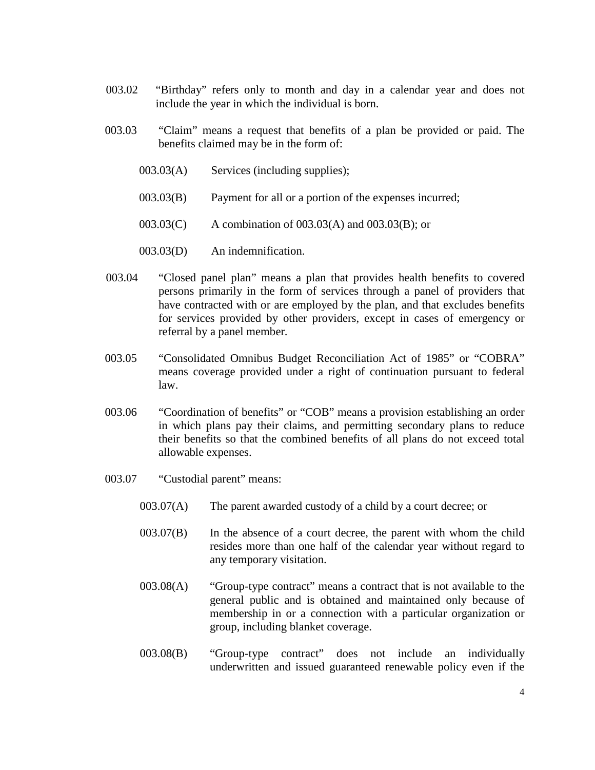003.02 "Birthday" refers only to month and day in a calendar year and does not include the year in which the individual is born.

003.03 "Claim" means a request that benefits of a plan be provided or paid. The benefits claimed may be in the form of:

- 003.03(A) Services (including supplies);
- 003.03(B) Payment for all or a portion of the expenses incurred;
- 003.03(C) A combination of 003.03(A) and 003.03(B); or
- 003.03(D) An indemnification.

003.04 "Closed panel plan" means a plan that provides health benefits to covered persons primarily in the form of services through a panel of providers that have contracted with or are employed by the plan, and that excludes benefits for services provided by other providers, except in cases of emergency or referral by a panel member.

003.05 "Consolidated Omnibus Budget Reconciliation Act of 1985" or "COBRA" means coverage provided under a right of continuation pursuant to federal law.

003.06 "Coordination of benefits" or "COB" means a provision establishing an order in which plans pay their claims, and permitting secondary plans to reduce their benefits so that the combined benefits of all plans do not exceed total allowable expenses.

003.07 "Custodial parent" means:

- 003.07(A) The parent awarded custody of a child by a court decree; or
- 003.07(B) In the absence of a court decree, the parent with whom the child resides more than one half of the calendar year without regard to any temporary visitation.

- 003.08(A) "Group-type contract" means a contract that is not available to the general public and is obtained and maintained only because of membership in or a connection with a particular organization or group, including blanket coverage.
- 003.08(B) "Group-type contract" does not include an individually underwritten and issued guaranteed renewable policy even if the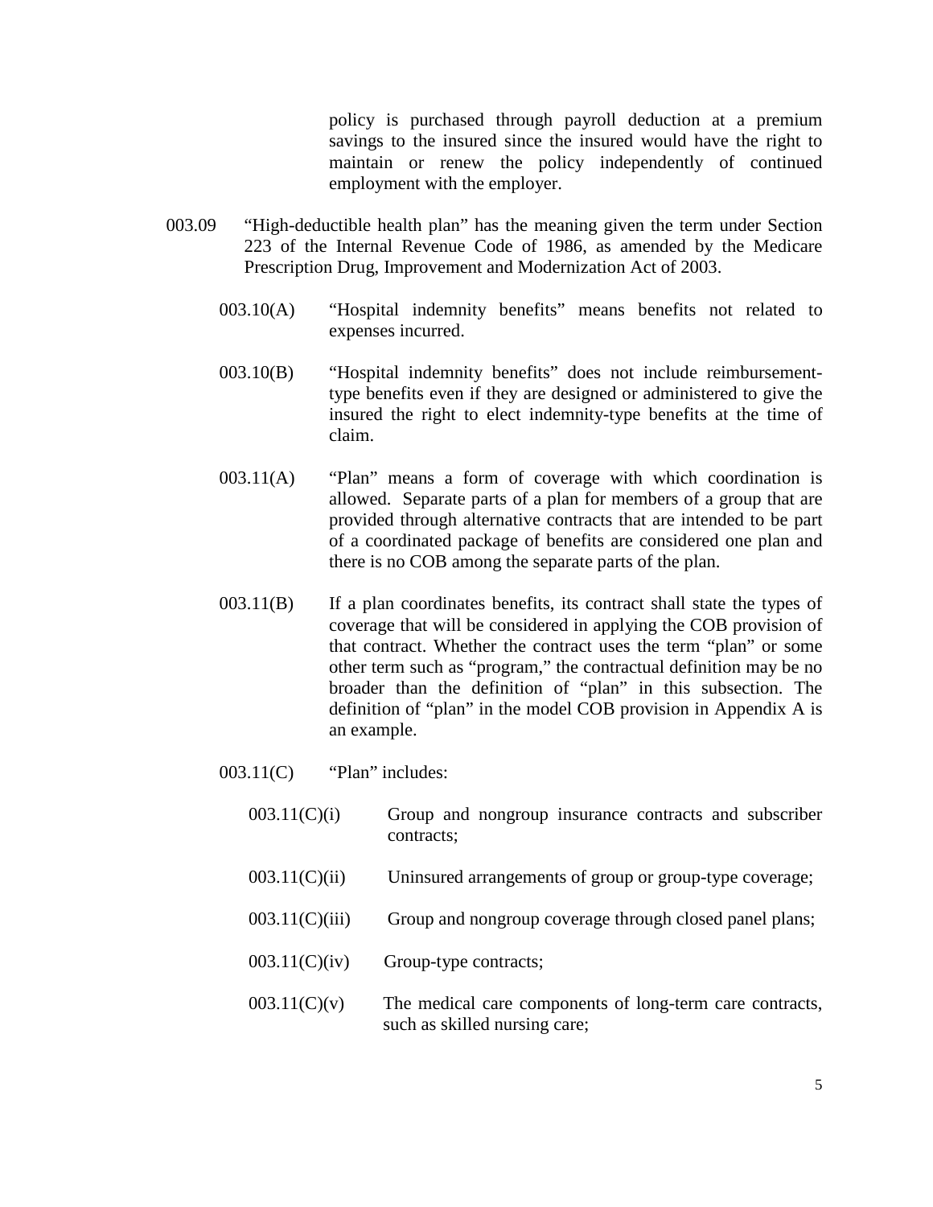policy is purchased through payroll deduction at a premium savings to the insured since the insured would have the right to maintain or renew the policy independently of continued employment with the employer.

003.09 "High-deductible health plan" has the meaning given the term under Section 223 of the Internal Revenue Code of 1986, as amended by the Medicare Prescription Drug, Improvement and Modernization Act of 2003.

003.10(A) "Hospital indemnity benefits" means benefits not related to expenses incurred.

003.10(B) "Hospital indemnity benefits" does not include reimbursement-type benefits even if they are designed or administered to give the insured the right to elect indemnity-type benefits at the time of claim.

003.11(A) "Plan" means a form of coverage with which coordination is allowed. Separate parts of a plan for members of a group that are provided through alternative contracts that are intended to be part of a coordinated package of benefits are considered one plan and there is no COB among the separate parts of the plan.

003.11(B) If a plan coordinates benefits, its contract shall state the types of coverage that will be considered in applying the COB provision of that contract. Whether the contract uses the term "plan" or some other term such as "program," the contractual definition may be no broader than the definition of "plan" in this subsection. The definition of "plan" in the model COB provision in Appendix A is an example.

003.11(C) "Plan" includes:

003.11(C)(i) Group and nongroup insurance contracts and subscriber contracts;

003.11(C)(ii) Uninsured arrangements of group or group-type coverage;

003.11(C)(iii) Group and nongroup coverage through closed panel plans;

003.11(C)(iv) Group-type contracts;

003.11(C)(v) The medical care components of long-term care contracts, such as skilled nursing care;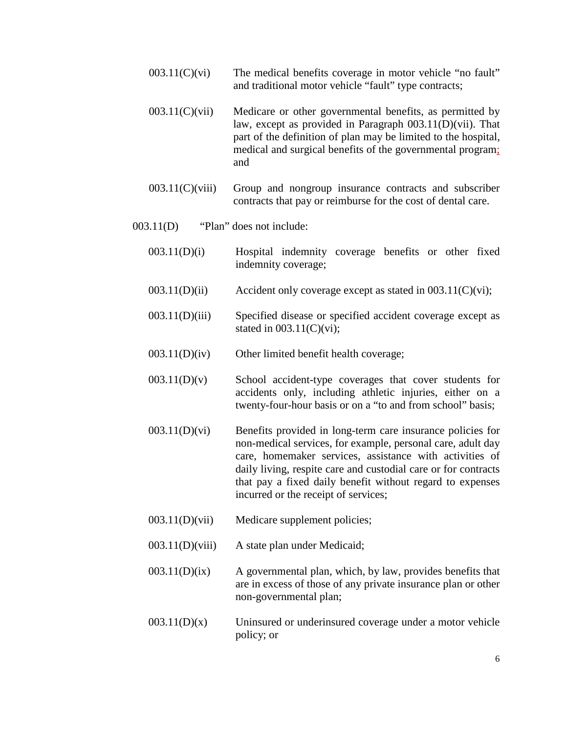003.11(C)(vi) The medical benefits coverage in motor vehicle "no fault" and traditional motor vehicle "fault" type contracts;

003.11(C)(vii) Medicare or other governmental benefits, as permitted by law, except as provided in Paragraph 003.11(D)(vii). That part of the definition of plan may be limited to the hospital, medical and surgical benefits of the governmental program; and

003.11(C)(viii) Group and nongroup insurance contracts and subscriber contracts that pay or reimburse for the cost of dental care.

003.11(D) "Plan" does not include:

003.11(D)(i) Hospital indemnity coverage benefits or other fixed indemnity coverage;

003.11(D)(ii) Accident only coverage except as stated in 003.11(C)(vi);

003.11(D)(iii) Specified disease or specified accident coverage except as stated in 003.11(C)(vi);

003.11(D)(iv) Other limited benefit health coverage;

003.11(D)(v) School accident-type coverages that cover students for accidents only, including athletic injuries, either on a twenty-four-hour basis or on a "to and from school" basis;

003.11(D)(vi) Benefits provided in long-term care insurance policies for non-medical services, for example, personal care, adult day care, homemaker services, assistance with activities of daily living, respite care and custodial care or for contracts that pay a fixed daily benefit without regard to expenses incurred or the receipt of services;

003.11(D)(vii) Medicare supplement policies;

003.11(D)(viii) A state plan under Medicaid;

003.11(D)(ix) A governmental plan, which, by law, provides benefits that are in excess of those of any private insurance plan or other non-governmental plan;

003.11(D)(x) Uninsured or underinsured coverage under a motor vehicle policy; or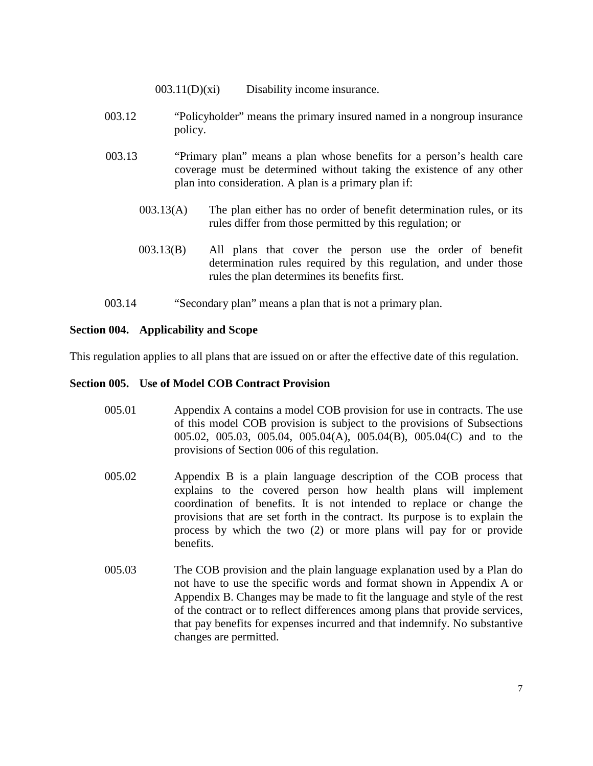003.11(D)(xi) Disability income insurance.

003.12 "Policyholder" means the primary insured named in a nongroup insurance policy.

003.13 "Primary plan" means a plan whose benefits for a person's health care coverage must be determined without taking the existence of any other plan into consideration. A plan is a primary plan if:

003.13(A) The plan either has no order of benefit determination rules, or its rules differ from those permitted by this regulation; or

003.13(B) All plans that cover the person use the order of benefit determination rules required by this regulation, and under those rules the plan determines its benefits first.

003.14 "Secondary plan" means a plan that is not a primary plan.

**Section 004. Applicability and Scope**

This regulation applies to all plans that are issued on or after the effective date of this regulation.

**Section 005. Use of Model COB Contract Provision**

005.01 Appendix A contains a model COB provision for use in contracts. The use of this model COB provision is subject to the provisions of Subsections 005.02, 005.03, 005.04, 005.04(A), 005.04(B), 005.04(C) and to the provisions of Section 006 of this regulation.

005.02 Appendix B is a plain language description of the COB process that explains to the covered person how health plans will implement coordination of benefits. It is not intended to replace or change the provisions that are set forth in the contract. Its purpose is to explain the process by which the two (2) or more plans will pay for or provide benefits.

005.03 The COB provision and the plain language explanation used by a Plan do not have to use the specific words and format shown in Appendix A or Appendix B. Changes may be made to fit the language and style of the rest of the contract or to reflect differences among plans that provide services, that pay benefits for expenses incurred and that indemnify. No substantive changes are permitted.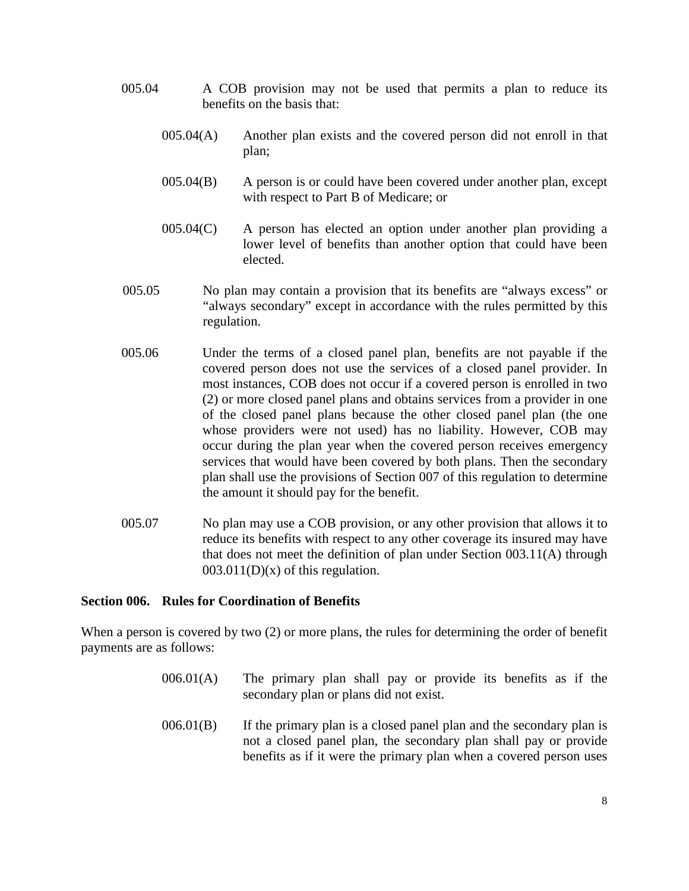005.04 A COB provision may not be used that permits a plan to reduce its benefits on the basis that:

005.04(A) Another plan exists and the covered person did not enroll in that plan;

005.04(B) A person is or could have been covered under another plan, except with respect to Part B of Medicare; or

005.04(C) A person has elected an option under another plan providing a lower level of benefits than another option that could have been elected.

005.05 No plan may contain a provision that its benefits are "always excess" or "always secondary" except in accordance with the rules permitted by this regulation.

005.06 Under the terms of a closed panel plan, benefits are not payable if the covered person does not use the services of a closed panel provider. In most instances, COB does not occur if a covered person is enrolled in two (2) or more closed panel plans and obtains services from a provider in one of the closed panel plans because the other closed panel plan (the one whose providers were not used) has no liability. However, COB may occur during the plan year when the covered person receives emergency services that would have been covered by both plans. Then the secondary plan shall use the provisions of Section 007 of this regulation to determine the amount it should pay for the benefit.

005.07 No plan may use a COB provision, or any other provision that allows it to reduce its benefits with respect to any other coverage its insured may have that does not meet the definition of plan under Section 003.11(A) through 003.011(D)(x) of this regulation.

**Section 006. Rules for Coordination of Benefits**

When a person is covered by two (2) or more plans, the rules for determining the order of benefit payments are as follows:

006.01(A) The primary plan shall pay or provide its benefits as if the secondary plan or plans did not exist.

006.01(B) If the primary plan is a closed panel plan and the secondary plan is not a closed panel plan, the secondary plan shall pay or provide benefits as if it were the primary plan when a covered person uses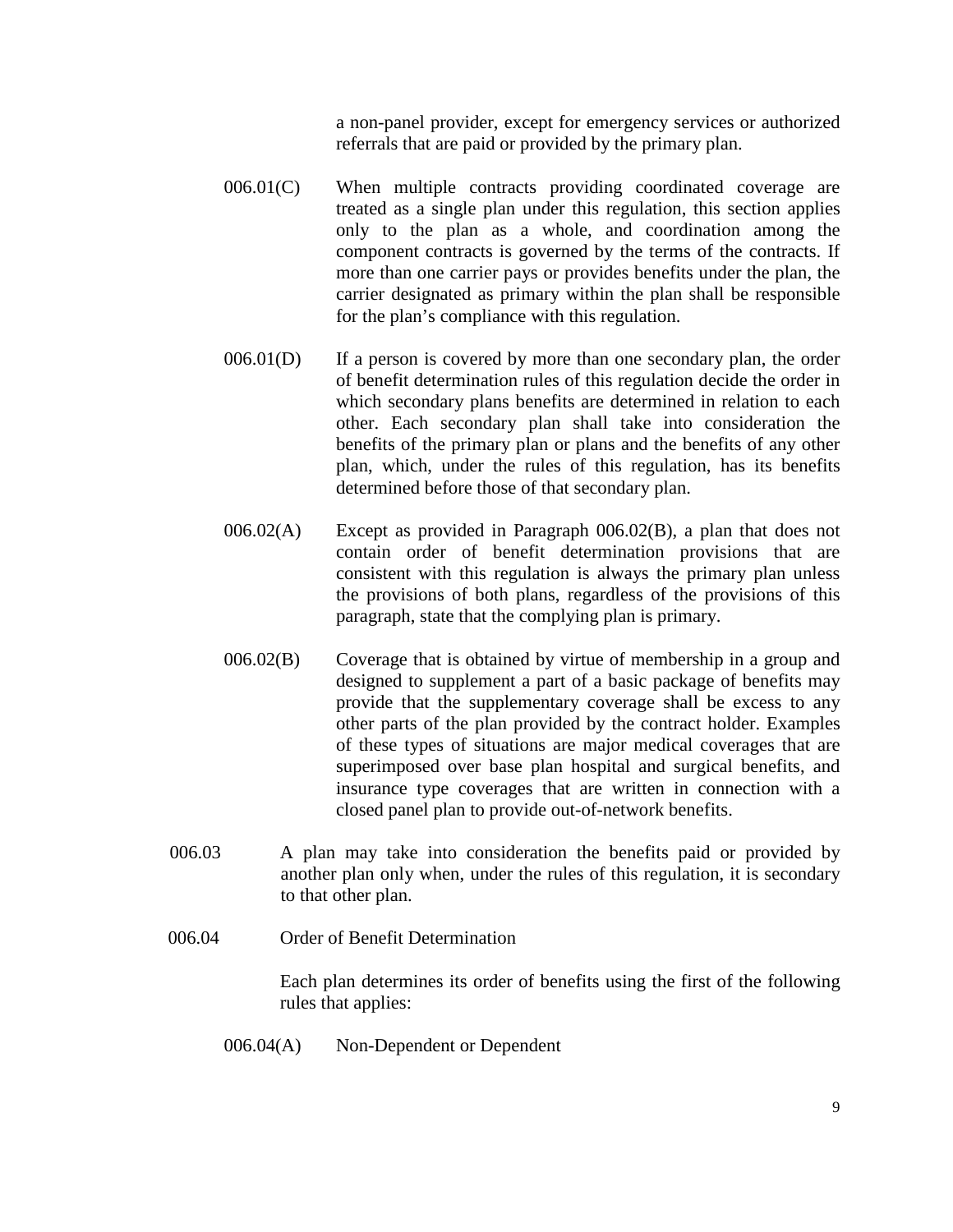a non-panel provider, except for emergency services or authorized referrals that are paid or provided by the primary plan.

006.01(C) When multiple contracts providing coordinated coverage are treated as a single plan under this regulation, this section applies only to the plan as a whole, and coordination among the component contracts is governed by the terms of the contracts. If more than one carrier pays or provides benefits under the plan, the carrier designated as primary within the plan shall be responsible for the plan's compliance with this regulation.

006.01(D) If a person is covered by more than one secondary plan, the order of benefit determination rules of this regulation decide the order in which secondary plans benefits are determined in relation to each other. Each secondary plan shall take into consideration the benefits of the primary plan or plans and the benefits of any other plan, which, under the rules of this regulation, has its benefits determined before those of that secondary plan.

006.02(A) Except as provided in Paragraph 006.02(B), a plan that does not contain order of benefit determination provisions that are consistent with this regulation is always the primary plan unless the provisions of both plans, regardless of the provisions of this paragraph, state that the complying plan is primary.

006.02(B) Coverage that is obtained by virtue of membership in a group and designed to supplement a part of a basic package of benefits may provide that the supplementary coverage shall be excess to any other parts of the plan provided by the contract holder. Examples of these types of situations are major medical coverages that are superimposed over base plan hospital and surgical benefits, and insurance type coverages that are written in connection with a closed panel plan to provide out-of-network benefits.

006.03 A plan may take into consideration the benefits paid or provided by another plan only when, under the rules of this regulation, it is secondary to that other plan.

006.04 Order of Benefit Determination

Each plan determines its order of benefits using the first of the following rules that applies:

006.04(A) Non-Dependent or Dependent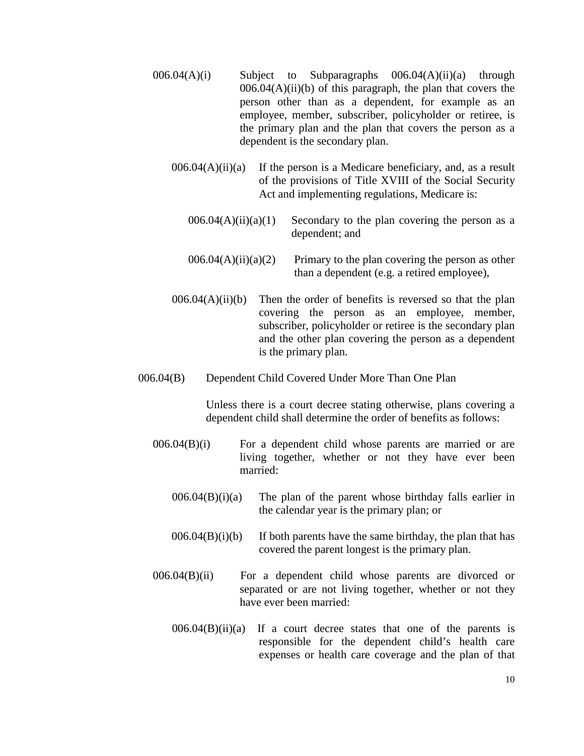006.04(A)(i) Subject to Subparagraphs 006.04(A)(ii)(a) through 006.04(A)(ii)(b) of this paragraph, the plan that covers the person other than as a dependent, for example as an employee, member, subscriber, policyholder or retiree, is the primary plan and the plan that covers the person as a dependent is the secondary plan.

006.04(A)(ii)(a) If the person is a Medicare beneficiary, and, as a result of the provisions of Title XVIII of the Social Security Act and implementing regulations, Medicare is:

006.04(A)(ii)(a)(1) Secondary to the plan covering the person as a dependent; and

006.04(A)(ii)(a)(2) Primary to the plan covering the person as other than a dependent (e.g. a retired employee),

006.04(A)(ii)(b) Then the order of benefits is reversed so that the plan covering the person as an employee, member, subscriber, policyholder or retiree is the secondary plan and the other plan covering the person as a dependent is the primary plan.

006.04(B) Dependent Child Covered Under More Than One Plan

Unless there is a court decree stating otherwise, plans covering a dependent child shall determine the order of benefits as follows:

006.04(B)(i) For a dependent child whose parents are married or are living together, whether or not they have ever been married:

006.04(B)(i)(a) The plan of the parent whose birthday falls earlier in the calendar year is the primary plan; or

006.04(B)(i)(b) If both parents have the same birthday, the plan that has covered the parent longest is the primary plan.

006.04(B)(ii) For a dependent child whose parents are divorced or separated or are not living together, whether or not they have ever been married:

006.04(B)(ii)(a) If a court decree states that one of the parents is responsible for the dependent child's health care expenses or health care coverage and the plan of that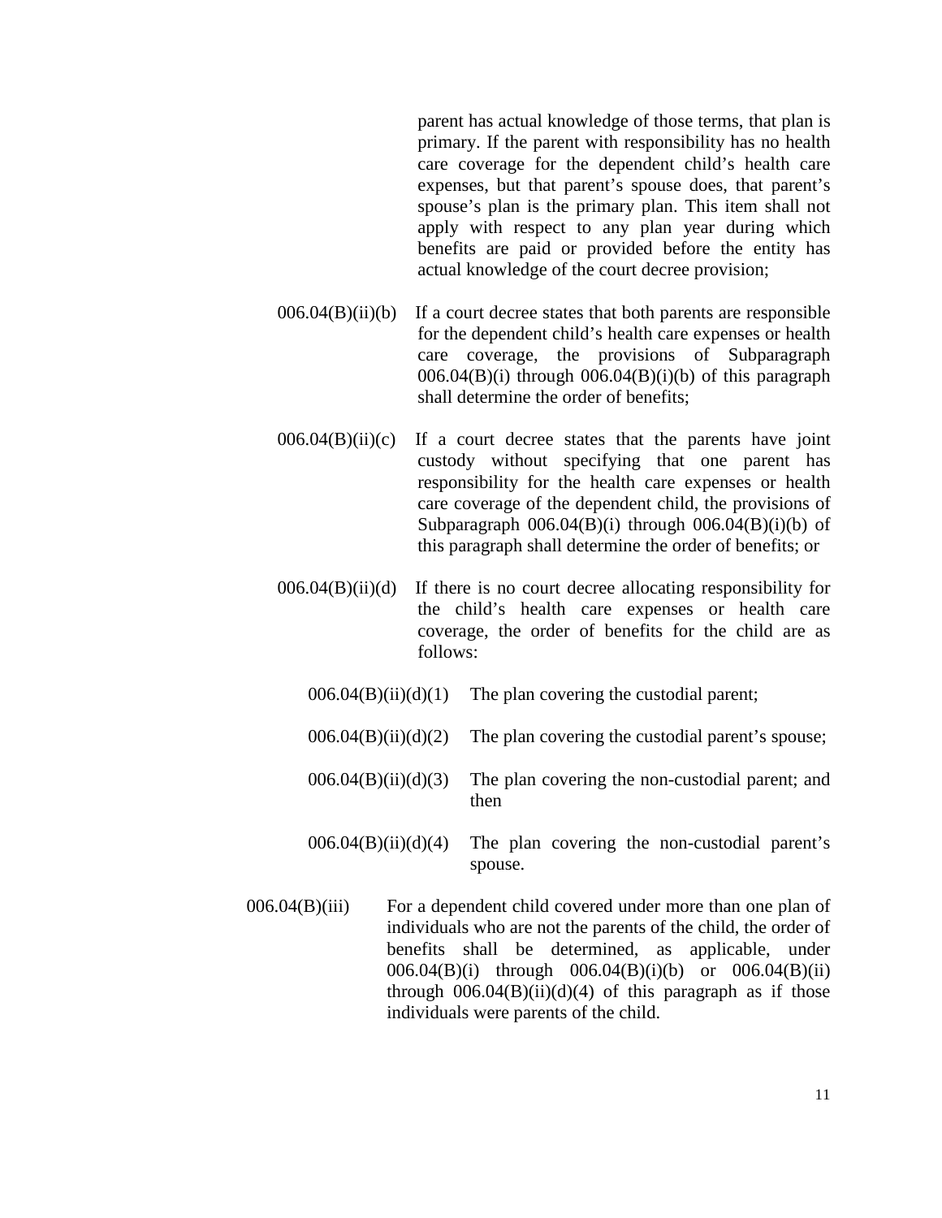parent has actual knowledge of those terms, that plan is primary. If the parent with responsibility has no health care coverage for the dependent child's health care expenses, but that parent's spouse does, that parent's spouse's plan is the primary plan. This item shall not apply with respect to any plan year during which benefits are paid or provided before the entity has actual knowledge of the court decree provision;

006.04(B)(ii)(b) If a court decree states that both parents are responsible for the dependent child's health care expenses or health care coverage, the provisions of Subparagraph 006.04(B)(i) through 006.04(B)(i)(b) of this paragraph shall determine the order of benefits;

006.04(B)(ii)(c) If a court decree states that the parents have joint custody without specifying that one parent has responsibility for the health care expenses or health care coverage of the dependent child, the provisions of Subparagraph 006.04(B)(i) through 006.04(B)(i)(b) of this paragraph shall determine the order of benefits; or

006.04(B)(ii)(d) If there is no court decree allocating responsibility for the child's health care expenses or health care coverage, the order of benefits for the child are as follows:

006.04(B)(ii)(d)(1) The plan covering the custodial parent;

006.04(B)(ii)(d)(2) The plan covering the custodial parent's spouse;

006.04(B)(ii)(d)(3) The plan covering the non-custodial parent; and then

006.04(B)(ii)(d)(4) The plan covering the non-custodial parent's spouse.

006.04(B)(iii) For a dependent child covered under more than one plan of individuals who are not the parents of the child, the order of benefits shall be determined, as applicable, under 006.04(B)(i) through 006.04(B)(i)(b) or 006.04(B)(ii) through 006.04(B)(ii)(d)(4) of this paragraph as if those individuals were parents of the child.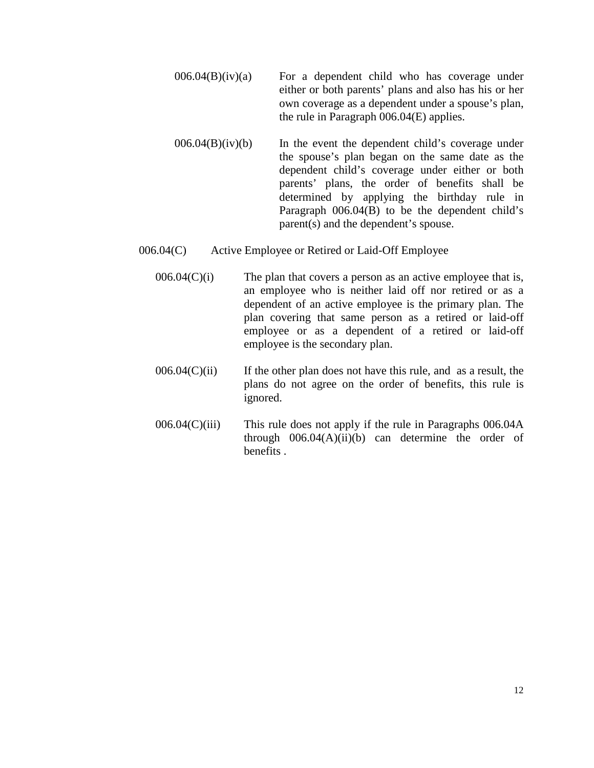006.04(B)(iv)(a) For a dependent child who has coverage under either or both parents' plans and also has his or her own coverage as a dependent under a spouse's plan, the rule in Paragraph 006.04(E) applies.

006.04(B)(iv)(b) In the event the dependent child's coverage under the spouse's plan began on the same date as the dependent child's coverage under either or both parents' plans, the order of benefits shall be determined by applying the birthday rule in Paragraph 006.04(B) to be the dependent child's parent(s) and the dependent's spouse.

006.04(C) Active Employee or Retired or Laid-Off Employee

006.04(C)(i) The plan that covers a person as an active employee that is, an employee who is neither laid off nor retired or as a dependent of an active employee is the primary plan. The plan covering that same person as a retired or laid-off employee or as a dependent of a retired or laid-off employee is the secondary plan.

006.04(C)(ii) If the other plan does not have this rule, and as a result, the plans do not agree on the order of benefits, this rule is ignored.

006.04(C)(iii) This rule does not apply if the rule in Paragraphs 006.04A through 006.04(A)(ii)(b) can determine the order of benefits .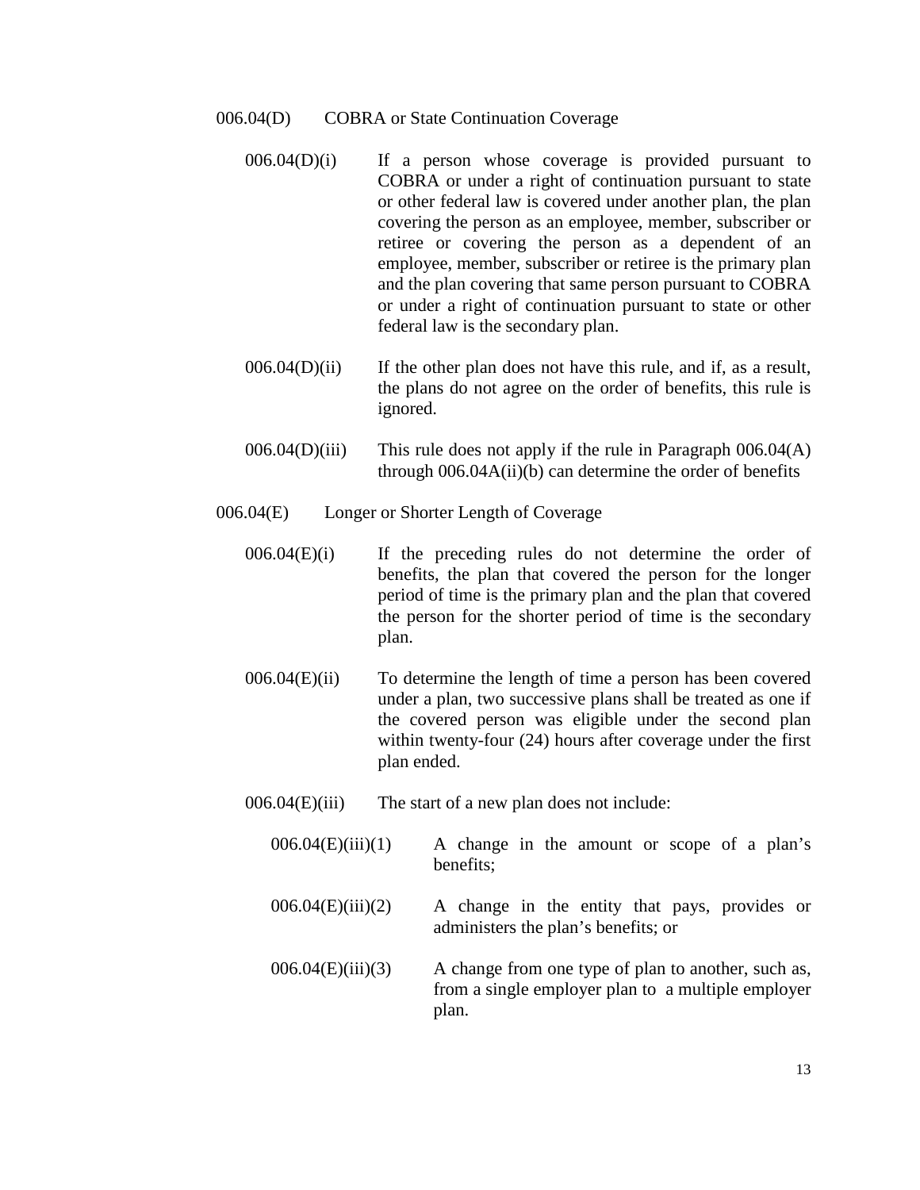006.04(D) COBRA or State Continuation Coverage

006.04(D)(i) If a person whose coverage is provided pursuant to COBRA or under a right of continuation pursuant to state or other federal law is covered under another plan, the plan covering the person as an employee, member, subscriber or retiree or covering the person as a dependent of an employee, member, subscriber or retiree is the primary plan and the plan covering that same person pursuant to COBRA or under a right of continuation pursuant to state or other federal law is the secondary plan.

006.04(D)(ii) If the other plan does not have this rule, and if, as a result, the plans do not agree on the order of benefits, this rule is ignored.

006.04(D)(iii) This rule does not apply if the rule in Paragraph 006.04(A) through 006.04A(ii)(b) can determine the order of benefits

006.04(E) Longer or Shorter Length of Coverage

006.04(E)(i) If the preceding rules do not determine the order of benefits, the plan that covered the person for the longer period of time is the primary plan and the plan that covered the person for the shorter period of time is the secondary plan.

006.04(E)(ii) To determine the length of time a person has been covered under a plan, two successive plans shall be treated as one if the covered person was eligible under the second plan within twenty-four (24) hours after coverage under the first plan ended.

006.04(E)(iii) The start of a new plan does not include:

006.04(E)(iii)(1) A change in the amount or scope of a plan's benefits;

006.04(E)(iii)(2) A change in the entity that pays, provides or administers the plan's benefits; or

006.04(E)(iii)(3) A change from one type of plan to another, such as, from a single employer plan to a multiple employer plan.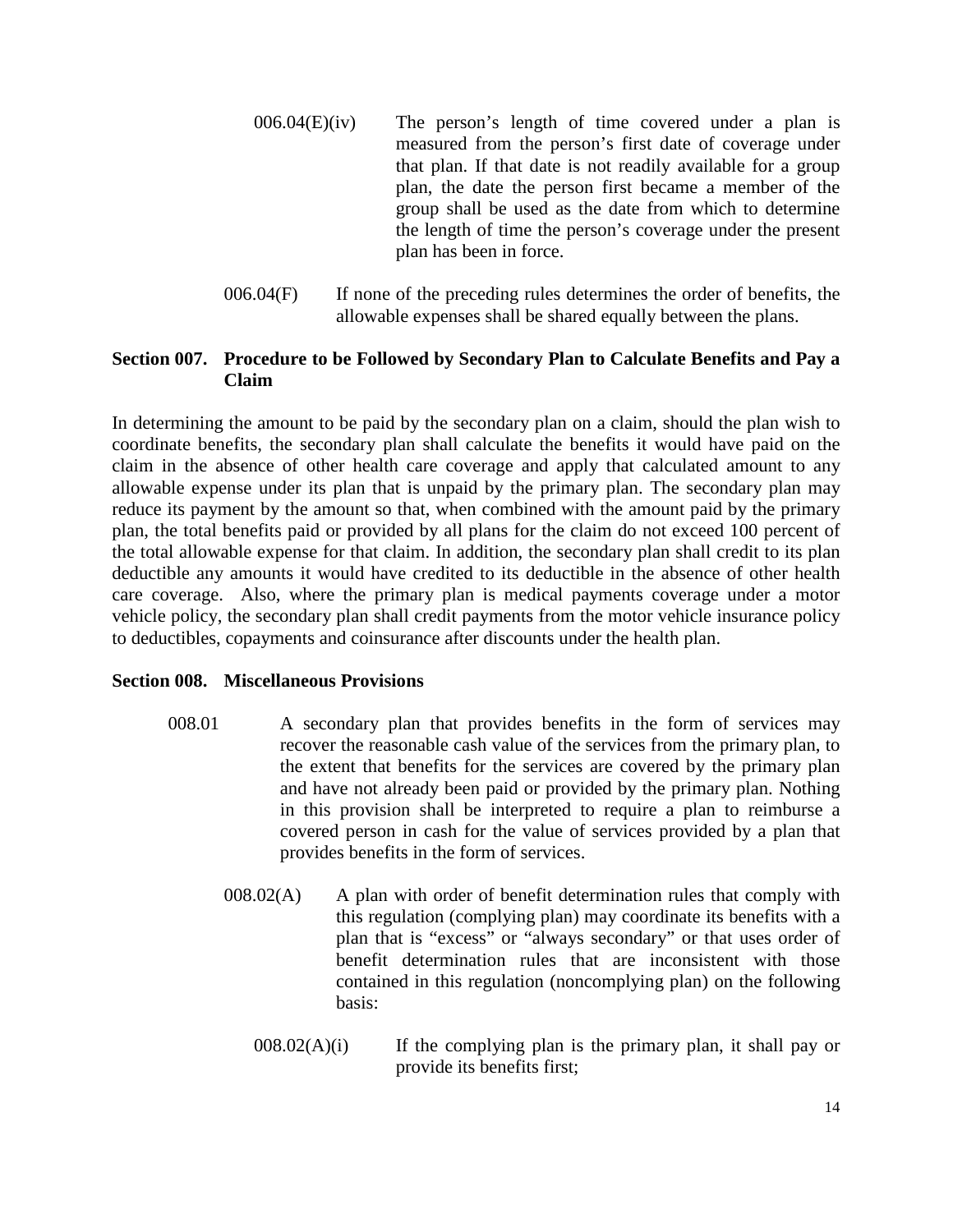006.04(E)(iv) The person's length of time covered under a plan is measured from the person's first date of coverage under that plan. If that date is not readily available for a group plan, the date the person first became a member of the group shall be used as the date from which to determine the length of time the person's coverage under the present plan has been in force.

006.04(F) If none of the preceding rules determines the order of benefits, the allowable expenses shall be shared equally between the plans.

**Section 007. Procedure to be Followed by Secondary Plan to Calculate Benefits and Pay a Claim**

In determining the amount to be paid by the secondary plan on a claim, should the plan wish to coordinate benefits, the secondary plan shall calculate the benefits it would have paid on the claim in the absence of other health care coverage and apply that calculated amount to any allowable expense under its plan that is unpaid by the primary plan. The secondary plan may reduce its payment by the amount so that, when combined with the amount paid by the primary plan, the total benefits paid or provided by all plans for the claim do not exceed 100 percent of the total allowable expense for that claim. In addition, the secondary plan shall credit to its plan deductible any amounts it would have credited to its deductible in the absence of other health care coverage. Also, where the primary plan is medical payments coverage under a motor vehicle policy, the secondary plan shall credit payments from the motor vehicle insurance policy to deductibles, copayments and coinsurance after discounts under the health plan.

**Section 008. Miscellaneous Provisions**

008.01 A secondary plan that provides benefits in the form of services may recover the reasonable cash value of the services from the primary plan, to the extent that benefits for the services are covered by the primary plan and have not already been paid or provided by the primary plan. Nothing in this provision shall be interpreted to require a plan to reimburse a covered person in cash for the value of services provided by a plan that provides benefits in the form of services.

008.02(A) A plan with order of benefit determination rules that comply with this regulation (complying plan) may coordinate its benefits with a plan that is "excess" or "always secondary" or that uses order of benefit determination rules that are inconsistent with those contained in this regulation (noncomplying plan) on the following basis:

008.02(A)(i) If the complying plan is the primary plan, it shall pay or provide its benefits first;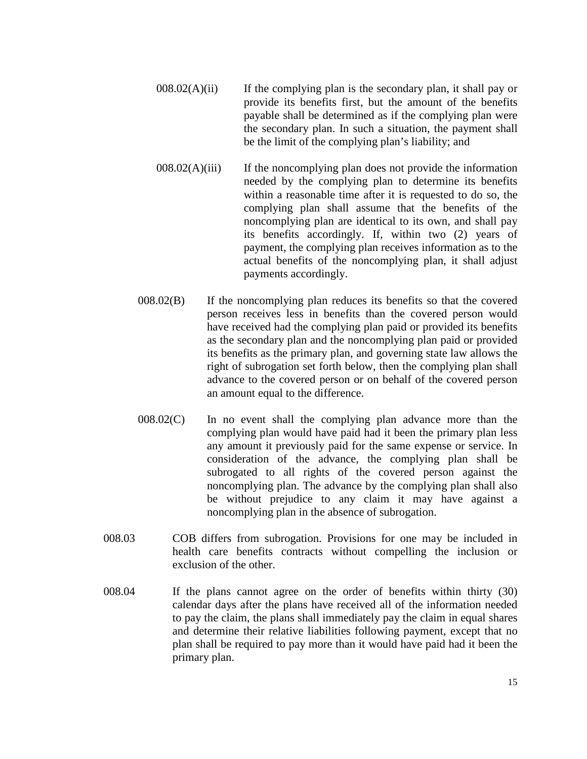008.02(A)(ii) If the complying plan is the secondary plan, it shall pay or provide its benefits first, but the amount of the benefits payable shall be determined as if the complying plan were the secondary plan. In such a situation, the payment shall be the limit of the complying plan's liability; and

008.02(A)(iii) If the noncomplying plan does not provide the information needed by the complying plan to determine its benefits within a reasonable time after it is requested to do so, the complying plan shall assume that the benefits of the noncomplying plan are identical to its own, and shall pay its benefits accordingly. If, within two (2) years of payment, the complying plan receives information as to the actual benefits of the noncomplying plan, it shall adjust payments accordingly.

008.02(B) If the noncomplying plan reduces its benefits so that the covered person receives less in benefits than the covered person would have received had the complying plan paid or provided its benefits as the secondary plan and the noncomplying plan paid or provided its benefits as the primary plan, and governing state law allows the right of subrogation set forth below, then the complying plan shall advance to the covered person or on behalf of the covered person an amount equal to the difference.

008.02(C) In no event shall the complying plan advance more than the complying plan would have paid had it been the primary plan less any amount it previously paid for the same expense or service. In consideration of the advance, the complying plan shall be subrogated to all rights of the covered person against the noncomplying plan. The advance by the complying plan shall also be without prejudice to any claim it may have against a noncomplying plan in the absence of subrogation.

008.03 COB differs from subrogation. Provisions for one may be included in health care benefits contracts without compelling the inclusion or exclusion of the other.

008.04 If the plans cannot agree on the order of benefits within thirty (30) calendar days after the plans have received all of the information needed to pay the claim, the plans shall immediately pay the claim in equal shares and determine their relative liabilities following payment, except that no plan shall be required to pay more than it would have paid had it been the primary plan.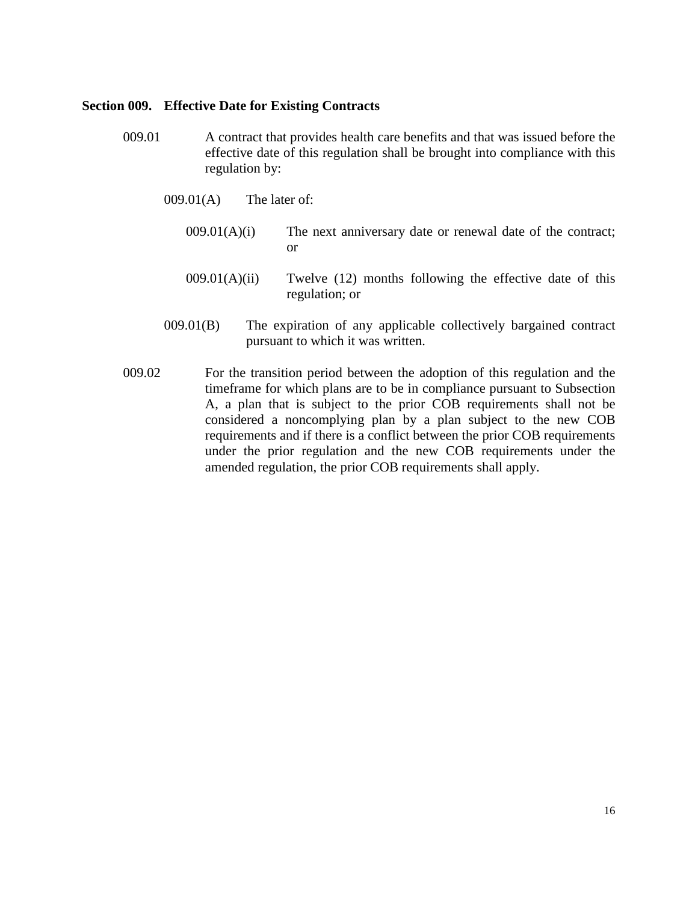**Section 009. Effective Date for Existing Contracts**

009.01 A contract that provides health care benefits and that was issued before the effective date of this regulation shall be brought into compliance with this regulation by:

009.01(A) The later of:

009.01(A)(i) The next anniversary date or renewal date of the contract; or

009.01(A)(ii) Twelve (12) months following the effective date of this regulation; or

009.01(B) The expiration of any applicable collectively bargained contract pursuant to which it was written.

009.02 For the transition period between the adoption of this regulation and the timeframe for which plans are to be in compliance pursuant to Subsection A, a plan that is subject to the prior COB requirements shall not be considered a noncomplying plan by a plan subject to the new COB requirements and if there is a conflict between the prior COB requirements under the prior regulation and the new COB requirements under the amended regulation, the prior COB requirements shall apply.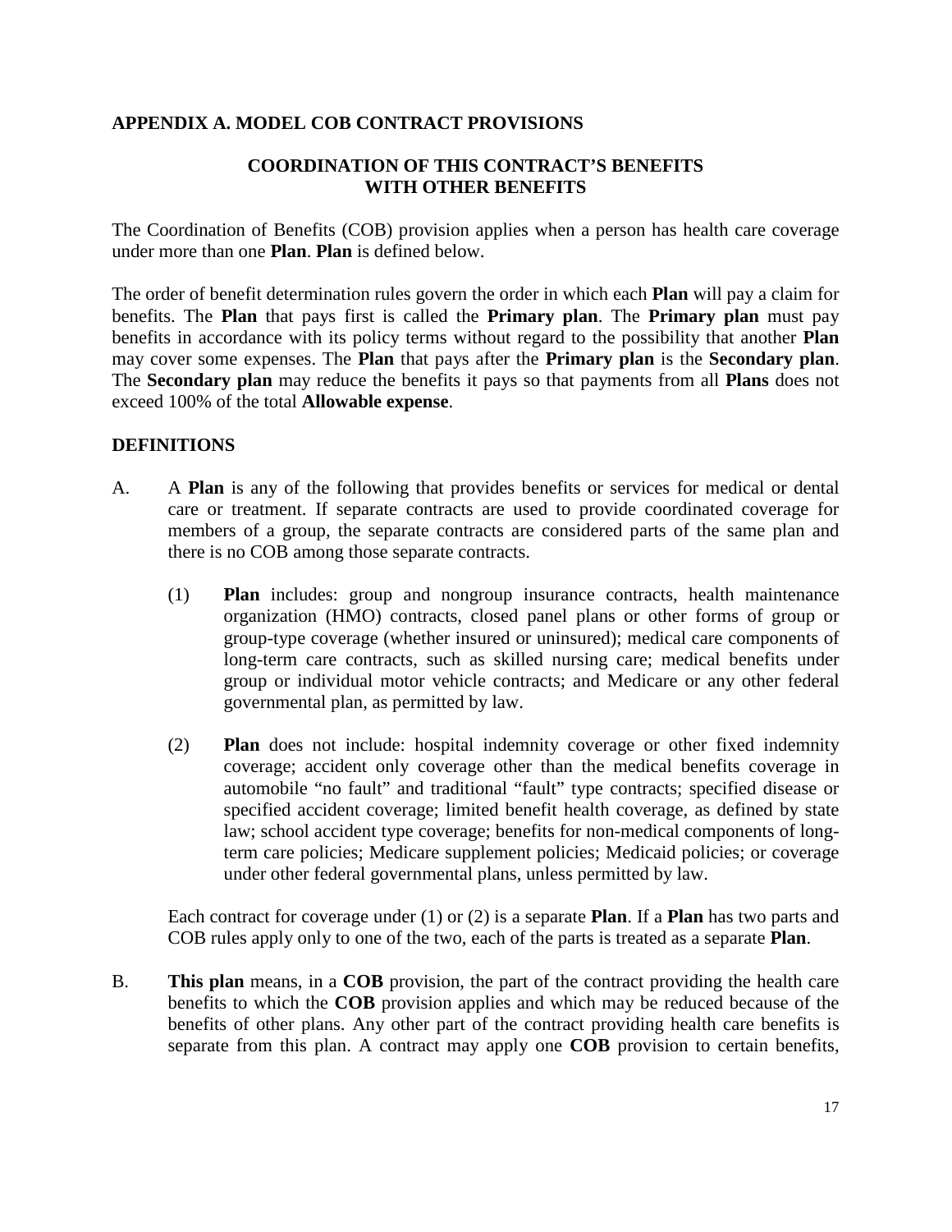## APPENDIX A. MODEL COB CONTRACT PROVISIONS

### COORDINATION OF THIS CONTRACT'S BENEFITS WITH OTHER BENEFITS

The Coordination of Benefits (COB) provision applies when a person has health care coverage under more than one **Plan**. **Plan** is defined below.

The order of benefit determination rules govern the order in which each **Plan** will pay a claim for benefits. The **Plan** that pays first is called the **Primary plan**. The **Primary plan** must pay benefits in accordance with its policy terms without regard to the possibility that another **Plan** may cover some expenses. The **Plan** that pays after the **Primary plan** is the **Secondary plan**. The **Secondary plan** may reduce the benefits it pays so that payments from all **Plans** does not exceed 100% of the total **Allowable expense**.

### DEFINITIONS

A. A **Plan** is any of the following that provides benefits or services for medical or dental care or treatment. If separate contracts are used to provide coordinated coverage for members of a group, the separate contracts are considered parts of the same plan and there is no COB among those separate contracts.

(1) **Plan** includes: group and nongroup insurance contracts, health maintenance organization (HMO) contracts, closed panel plans or other forms of group or group-type coverage (whether insured or uninsured); medical care components of long-term care contracts, such as skilled nursing care; medical benefits under group or individual motor vehicle contracts; and Medicare or any other federal governmental plan, as permitted by law.

(2) **Plan** does not include: hospital indemnity coverage or other fixed indemnity coverage; accident only coverage other than the medical benefits coverage in automobile "no fault" and traditional "fault" type contracts; specified disease or specified accident coverage; limited benefit health coverage, as defined by state law; school accident type coverage; benefits for non-medical components of long-term care policies; Medicare supplement policies; Medicaid policies; or coverage under other federal governmental plans, unless permitted by law.

Each contract for coverage under (1) or (2) is a separate **Plan**. If a **Plan** has two parts and COB rules apply only to one of the two, each of the parts is treated as a separate **Plan**.

B. **This plan** means, in a **COB** provision, the part of the contract providing the health care benefits to which the **COB** provision applies and which may be reduced because of the benefits of other plans. Any other part of the contract providing health care benefits is separate from this plan. A contract may apply one **COB** provision to certain benefits,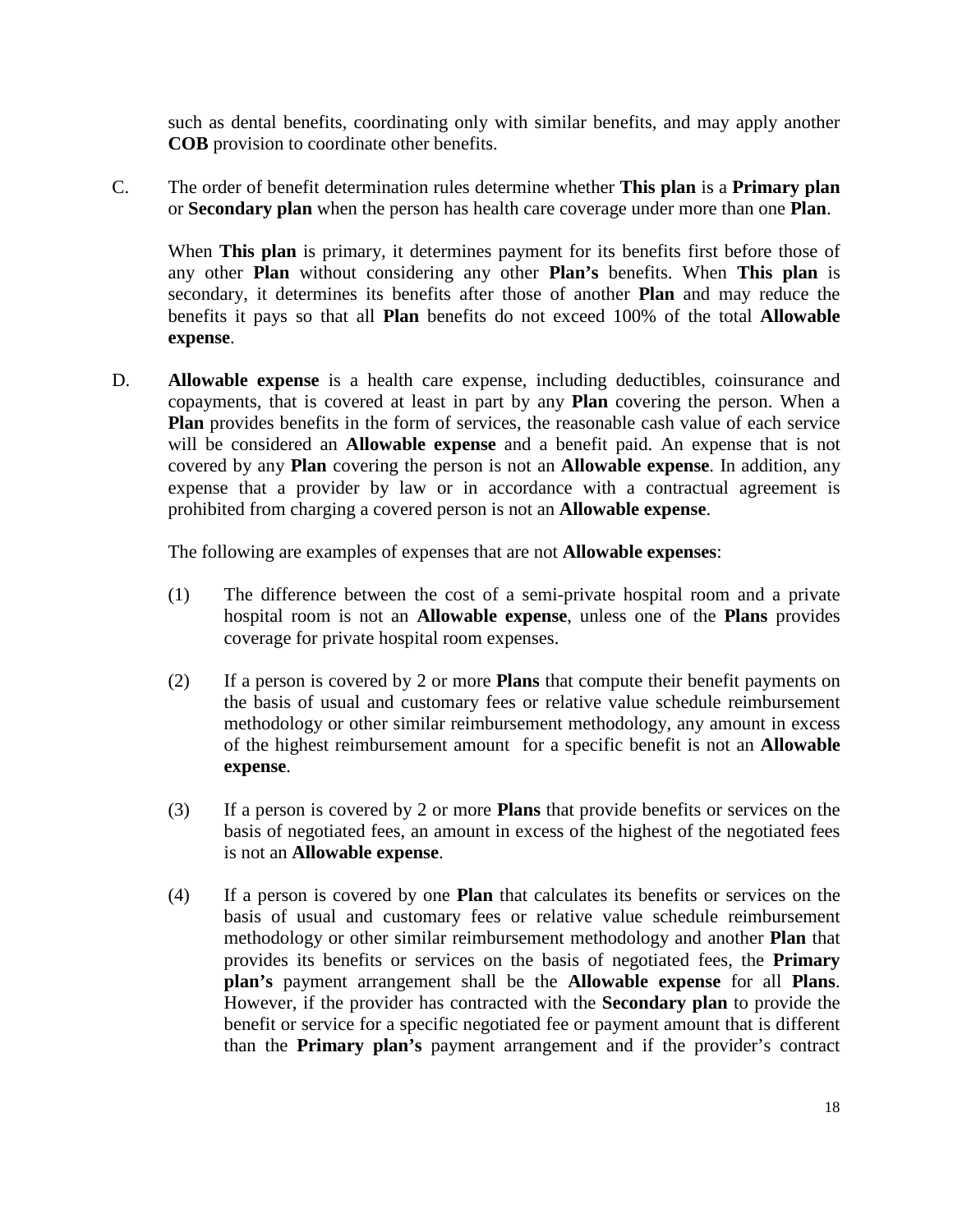such as dental benefits, coordinating only with similar benefits, and may apply another **COB** provision to coordinate other benefits.

C. The order of benefit determination rules determine whether **This plan** is a **Primary plan** or **Secondary plan** when the person has health care coverage under more than one **Plan**.

When **This plan** is primary, it determines payment for its benefits first before those of any other **Plan** without considering any other **Plan's** benefits. When **This plan** is secondary, it determines its benefits after those of another **Plan** and may reduce the benefits it pays so that all **Plan** benefits do not exceed 100% of the total **Allowable expense**.

D. **Allowable expense** is a health care expense, including deductibles, coinsurance and copayments, that is covered at least in part by any **Plan** covering the person. When a **Plan** provides benefits in the form of services, the reasonable cash value of each service will be considered an **Allowable expense** and a benefit paid. An expense that is not covered by any **Plan** covering the person is not an **Allowable expense**. In addition, any expense that a provider by law or in accordance with a contractual agreement is prohibited from charging a covered person is not an **Allowable expense**.

The following are examples of expenses that are not **Allowable expenses**:

(1) The difference between the cost of a semi-private hospital room and a private hospital room is not an **Allowable expense**, unless one of the **Plans** provides coverage for private hospital room expenses.

(2) If a person is covered by 2 or more **Plans** that compute their benefit payments on the basis of usual and customary fees or relative value schedule reimbursement methodology or other similar reimbursement methodology, any amount in excess of the highest reimbursement amount for a specific benefit is not an **Allowable expense**.

(3) If a person is covered by 2 or more **Plans** that provide benefits or services on the basis of negotiated fees, an amount in excess of the highest of the negotiated fees is not an **Allowable expense**.

(4) If a person is covered by one **Plan** that calculates its benefits or services on the basis of usual and customary fees or relative value schedule reimbursement methodology or other similar reimbursement methodology and another **Plan** that provides its benefits or services on the basis of negotiated fees, the **Primary plan's** payment arrangement shall be the **Allowable expense** for all **Plans**. However, if the provider has contracted with the **Secondary plan** to provide the benefit or service for a specific negotiated fee or payment amount that is different than the **Primary plan's** payment arrangement and if the provider's contract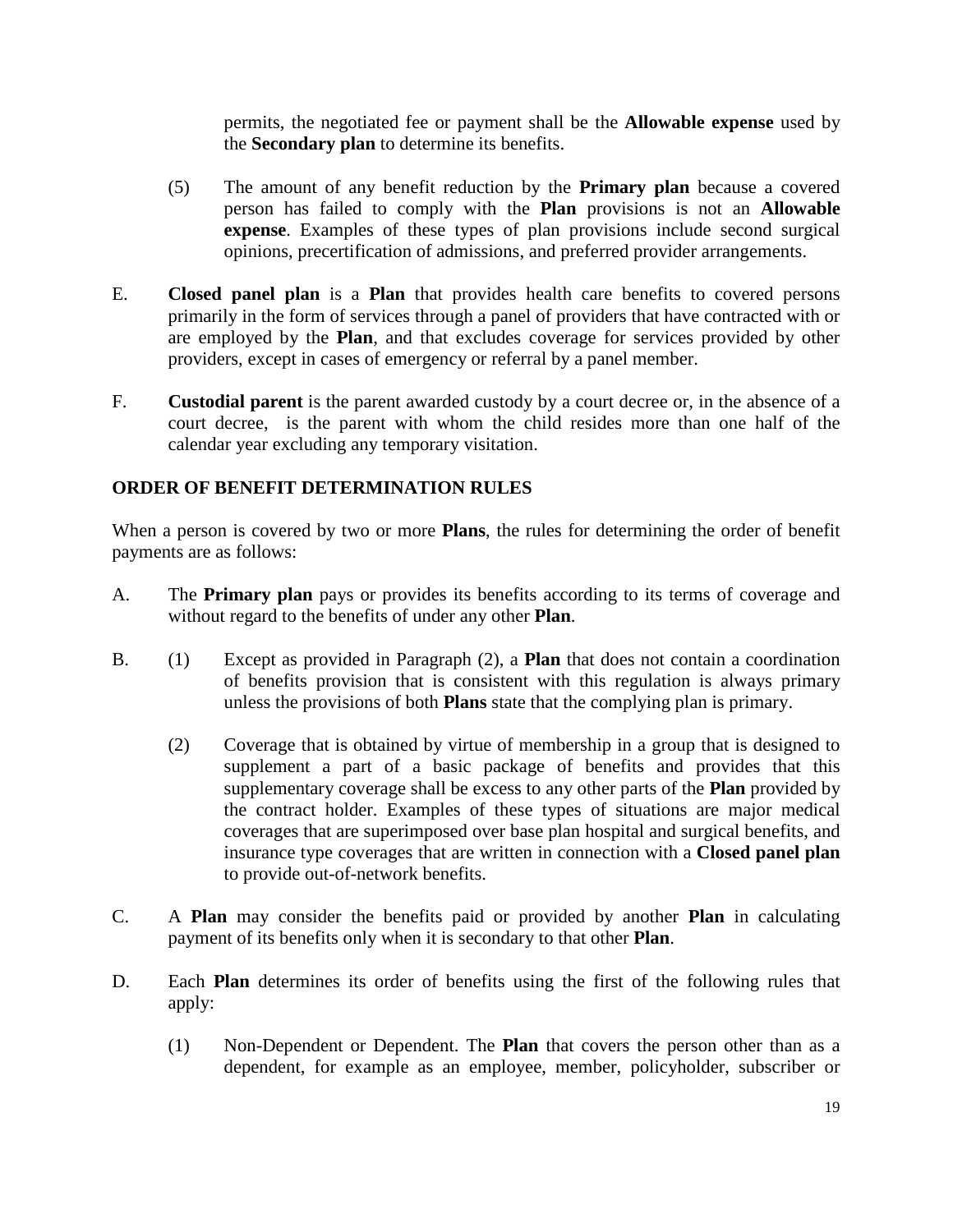permits, the negotiated fee or payment shall be the **Allowable expense** used by the **Secondary plan** to determine its benefits.

(5) The amount of any benefit reduction by the **Primary plan** because a covered person has failed to comply with the **Plan** provisions is not an **Allowable expense**. Examples of these types of plan provisions include second surgical opinions, precertification of admissions, and preferred provider arrangements.

E. **Closed panel plan** is a **Plan** that provides health care benefits to covered persons primarily in the form of services through a panel of providers that have contracted with or are employed by the **Plan**, and that excludes coverage for services provided by other providers, except in cases of emergency or referral by a panel member.

F. **Custodial parent** is the parent awarded custody by a court decree or, in the absence of a court decree, is the parent with whom the child resides more than one half of the calendar year excluding any temporary visitation.

**ORDER OF BENEFIT DETERMINATION RULES**

When a person is covered by two or more **Plans**, the rules for determining the order of benefit payments are as follows:

A. The **Primary plan** pays or provides its benefits according to its terms of coverage and without regard to the benefits of under any other **Plan**.

B. (1) Except as provided in Paragraph (2), a **Plan** that does not contain a coordination of benefits provision that is consistent with this regulation is always primary unless the provisions of both **Plans** state that the complying plan is primary.

(2) Coverage that is obtained by virtue of membership in a group that is designed to supplement a part of a basic package of benefits and provides that this supplementary coverage shall be excess to any other parts of the **Plan** provided by the contract holder. Examples of these types of situations are major medical coverages that are superimposed over base plan hospital and surgical benefits, and insurance type coverages that are written in connection with a **Closed panel plan** to provide out-of-network benefits.

C. A **Plan** may consider the benefits paid or provided by another **Plan** in calculating payment of its benefits only when it is secondary to that other **Plan**.

D. Each **Plan** determines its order of benefits using the first of the following rules that apply:

(1) Non-Dependent or Dependent. The **Plan** that covers the person other than as a dependent, for example as an employee, member, policyholder, subscriber or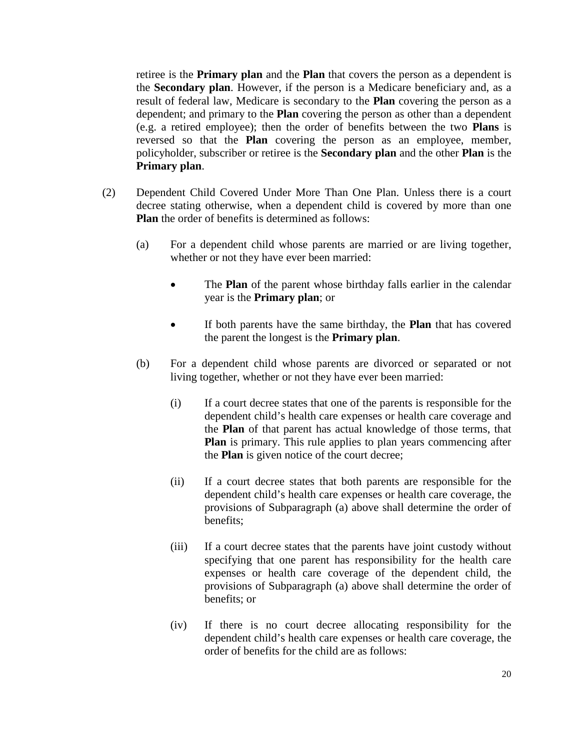retiree is the **Primary plan** and the **Plan** that covers the person as a dependent is the **Secondary plan**. However, if the person is a Medicare beneficiary and, as a result of federal law, Medicare is secondary to the **Plan** covering the person as a dependent; and primary to the **Plan** covering the person as other than a dependent (e.g. a retired employee); then the order of benefits between the two **Plans** is reversed so that the **Plan** covering the person as an employee, member, policyholder, subscriber or retiree is the **Secondary plan** and the other **Plan** is the **Primary plan**.

(2) Dependent Child Covered Under More Than One Plan. Unless there is a court decree stating otherwise, when a dependent child is covered by more than one **Plan** the order of benefits is determined as follows:

(a) For a dependent child whose parents are married or are living together, whether or not they have ever been married:

- The **Plan** of the parent whose birthday falls earlier in the calendar year is the **Primary plan**; or
- If both parents have the same birthday, the **Plan** that has covered the parent the longest is the **Primary plan**.

(b) For a dependent child whose parents are divorced or separated or not living together, whether or not they have ever been married:

(i) If a court decree states that one of the parents is responsible for the dependent child's health care expenses or health care coverage and the **Plan** of that parent has actual knowledge of those terms, that **Plan** is primary. This rule applies to plan years commencing after the **Plan** is given notice of the court decree;

(ii) If a court decree states that both parents are responsible for the dependent child's health care expenses or health care coverage, the provisions of Subparagraph (a) above shall determine the order of benefits;

(iii) If a court decree states that the parents have joint custody without specifying that one parent has responsibility for the health care expenses or health care coverage of the dependent child, the provisions of Subparagraph (a) above shall determine the order of benefits; or

(iv) If there is no court decree allocating responsibility for the dependent child's health care expenses or health care coverage, the order of benefits for the child are as follows: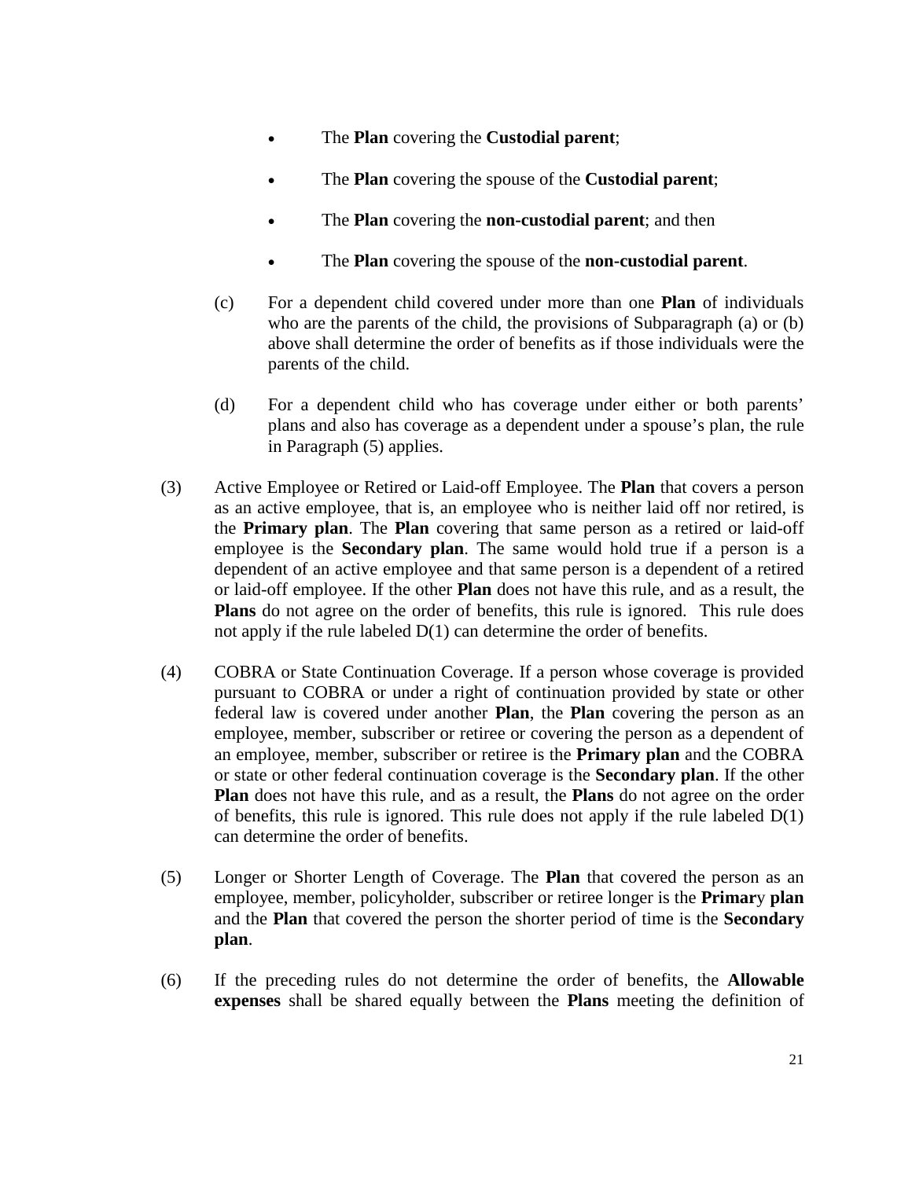- The **Plan** covering the **Custodial parent**;
- The **Plan** covering the spouse of the **Custodial parent**;
- The **Plan** covering the **non-custodial parent**; and then
- The **Plan** covering the spouse of the **non-custodial parent**.

(c) For a dependent child covered under more than one **Plan** of individuals who are the parents of the child, the provisions of Subparagraph (a) or (b) above shall determine the order of benefits as if those individuals were the parents of the child.

(d) For a dependent child who has coverage under either or both parents' plans and also has coverage as a dependent under a spouse's plan, the rule in Paragraph (5) applies.

(3) Active Employee or Retired or Laid-off Employee. The **Plan** that covers a person as an active employee, that is, an employee who is neither laid off nor retired, is the **Primary plan**. The **Plan** covering that same person as a retired or laid-off employee is the **Secondary plan**. The same would hold true if a person is a dependent of an active employee and that same person is a dependent of a retired or laid-off employee. If the other **Plan** does not have this rule, and as a result, the **Plans** do not agree on the order of benefits, this rule is ignored. This rule does not apply if the rule labeled D(1) can determine the order of benefits.

(4) COBRA or State Continuation Coverage. If a person whose coverage is provided pursuant to COBRA or under a right of continuation provided by state or other federal law is covered under another **Plan**, the **Plan** covering the person as an employee, member, subscriber or retiree or covering the person as a dependent of an employee, member, subscriber or retiree is the **Primary plan** and the COBRA or state or other federal continuation coverage is the **Secondary plan**. If the other **Plan** does not have this rule, and as a result, the **Plans** do not agree on the order of benefits, this rule is ignored. This rule does not apply if the rule labeled D(1) can determine the order of benefits.

(5) Longer or Shorter Length of Coverage. The **Plan** that covered the person as an employee, member, policyholder, subscriber or retiree longer is the **Primary plan** and the **Plan** that covered the person the shorter period of time is the **Secondary plan**.

(6) If the preceding rules do not determine the order of benefits, the **Allowable expenses** shall be shared equally between the **Plans** meeting the definition of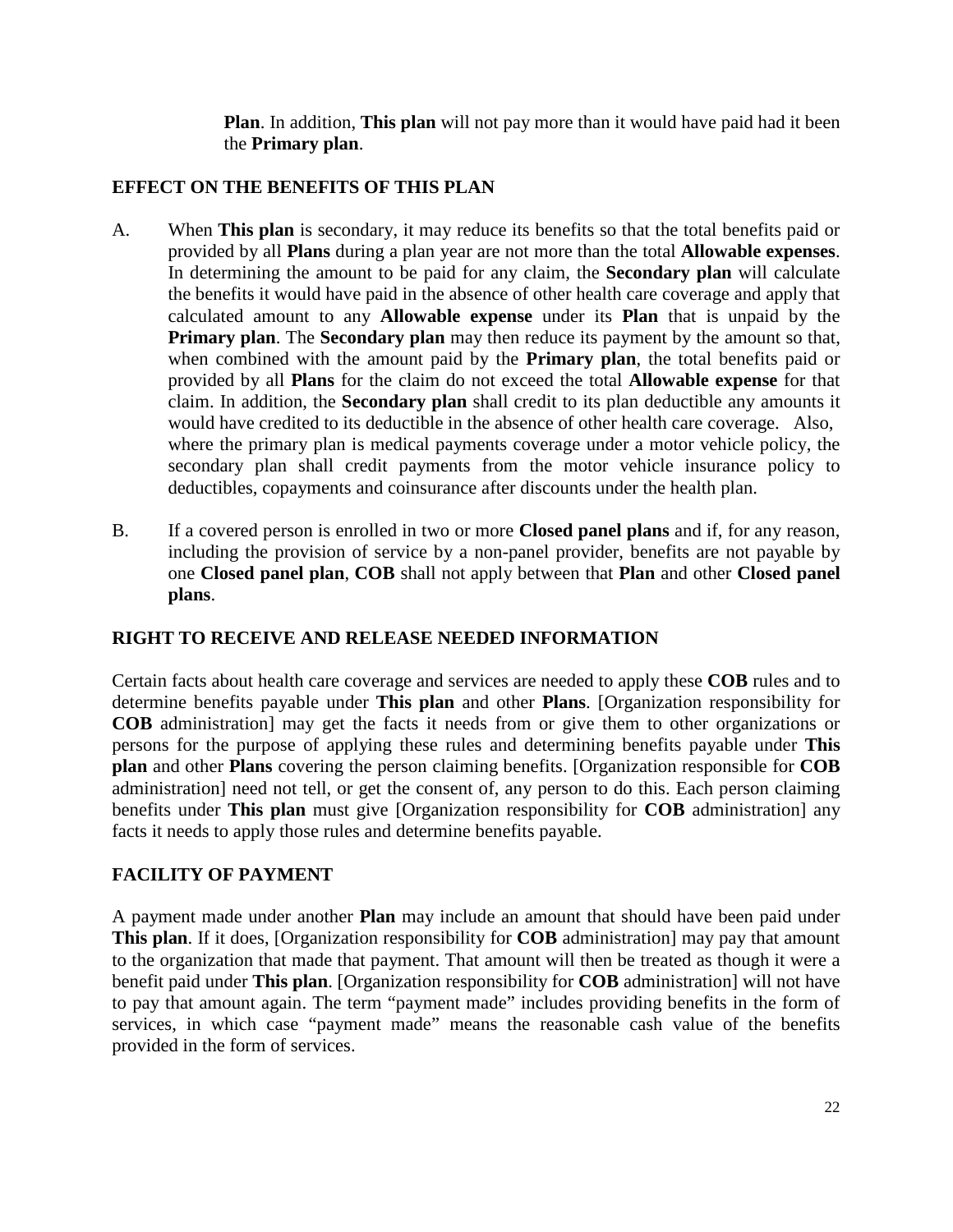**Plan**. In addition, **This plan** will not pay more than it would have paid had it been the **Primary plan**.

## EFFECT ON THE BENEFITS OF THIS PLAN

A. When **This plan** is secondary, it may reduce its benefits so that the total benefits paid or provided by all **Plans** during a plan year are not more than the total **Allowable expenses**. In determining the amount to be paid for any claim, the **Secondary plan** will calculate the benefits it would have paid in the absence of other health care coverage and apply that calculated amount to any **Allowable expense** under its **Plan** that is unpaid by the **Primary plan**. The **Secondary plan** may then reduce its payment by the amount so that, when combined with the amount paid by the **Primary plan**, the total benefits paid or provided by all **Plans** for the claim do not exceed the total **Allowable expense** for that claim. In addition, the **Secondary plan** shall credit to its plan deductible any amounts it would have credited to its deductible in the absence of other health care coverage. Also, where the primary plan is medical payments coverage under a motor vehicle policy, the secondary plan shall credit payments from the motor vehicle insurance policy to deductibles, copayments and coinsurance after discounts under the health plan.

B. If a covered person is enrolled in two or more **Closed panel plans** and if, for any reason, including the provision of service by a non-panel provider, benefits are not payable by one **Closed panel plan**, **COB** shall not apply between that **Plan** and other **Closed panel plans**.

## RIGHT TO RECEIVE AND RELEASE NEEDED INFORMATION

Certain facts about health care coverage and services are needed to apply these **COB** rules and to determine benefits payable under **This plan** and other **Plans**. [Organization responsibility for **COB** administration] may get the facts it needs from or give them to other organizations or persons for the purpose of applying these rules and determining benefits payable under **This plan** and other **Plans** covering the person claiming benefits. [Organization responsible for **COB** administration] need not tell, or get the consent of, any person to do this. Each person claiming benefits under **This plan** must give [Organization responsibility for **COB** administration] any facts it needs to apply those rules and determine benefits payable.

## FACILITY OF PAYMENT

A payment made under another **Plan** may include an amount that should have been paid under **This plan**. If it does, [Organization responsibility for **COB** administration] may pay that amount to the organization that made that payment. That amount will then be treated as though it were a benefit paid under **This plan**. [Organization responsibility for **COB** administration] will not have to pay that amount again. The term "payment made" includes providing benefits in the form of services, in which case "payment made" means the reasonable cash value of the benefits provided in the form of services.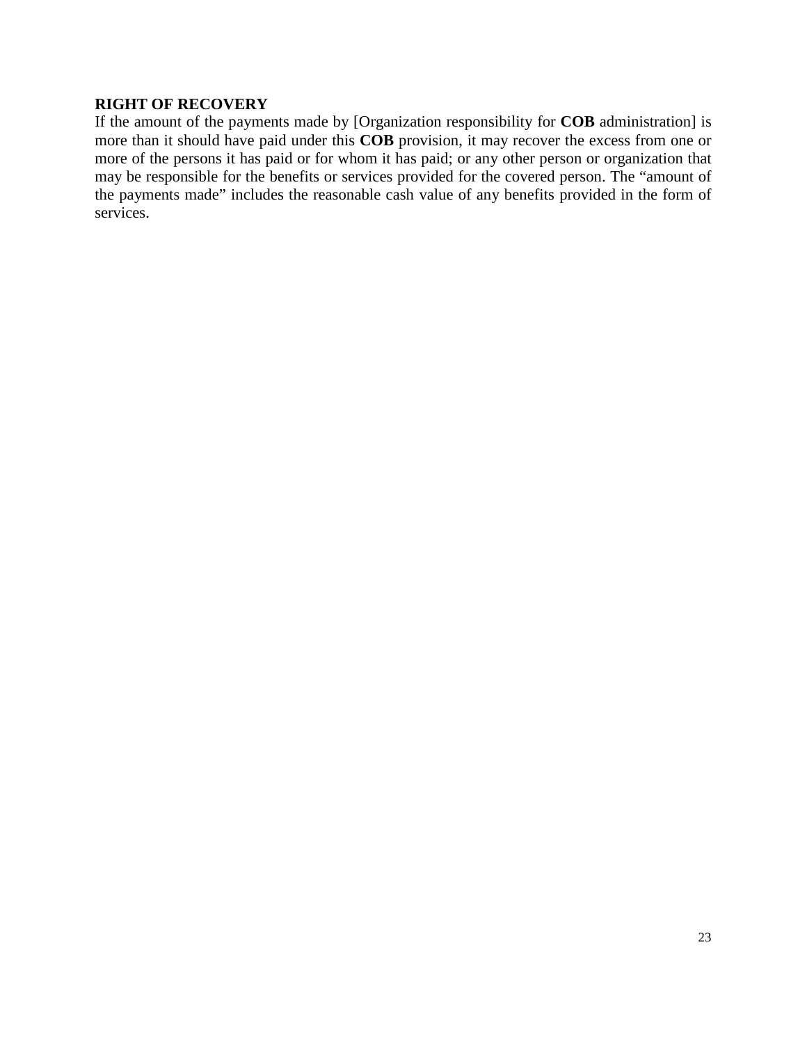**RIGHT OF RECOVERY**

If the amount of the payments made by [Organization responsibility for **COB** administration] is more than it should have paid under this **COB** provision, it may recover the excess from one or more of the persons it has paid or for whom it has paid; or any other person or organization that may be responsible for the benefits or services provided for the covered person. The "amount of the payments made" includes the reasonable cash value of any benefits provided in the form of services.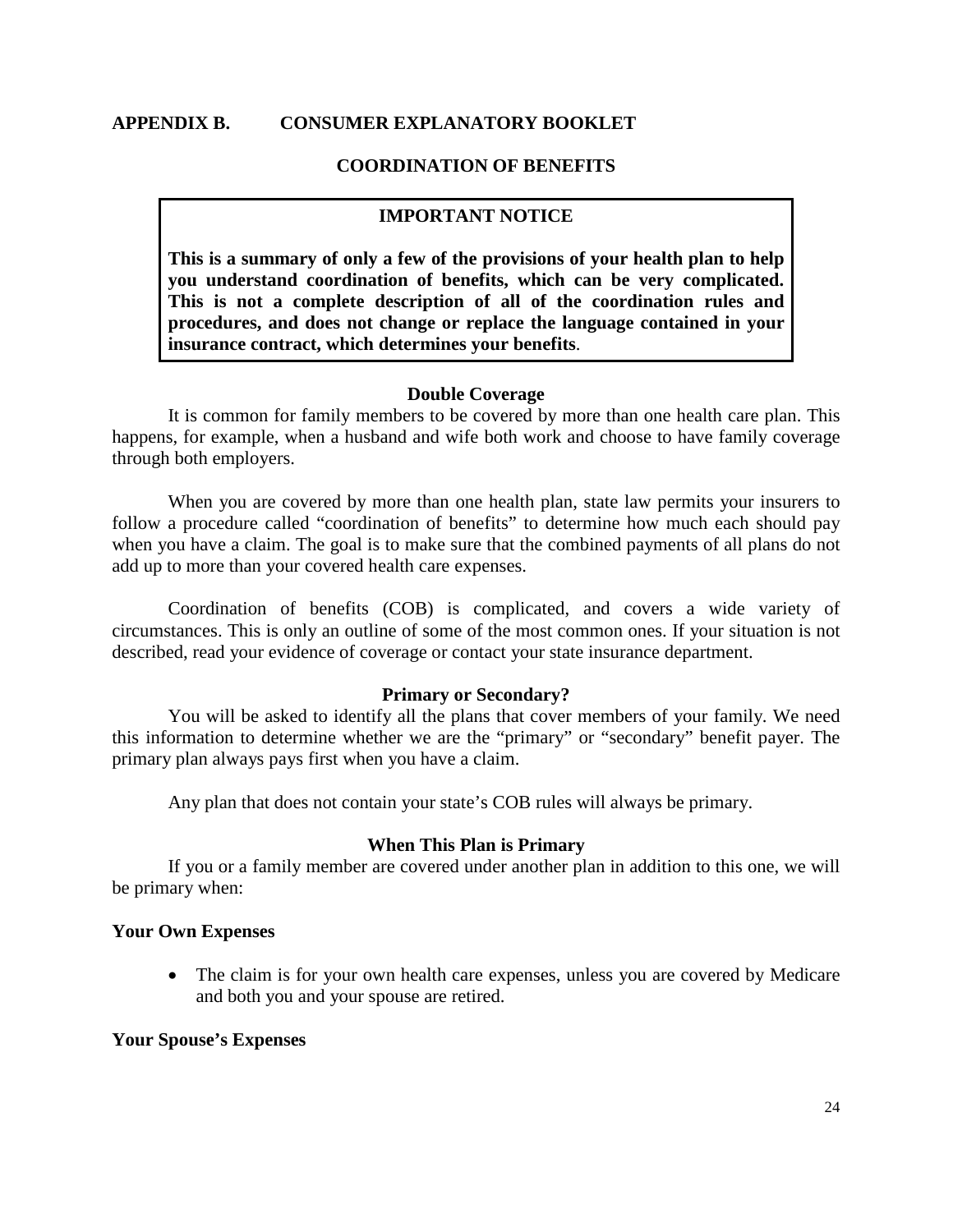## APPENDIX B. CONSUMER EXPLANATORY BOOKLET

### COORDINATION OF BENEFITS

**IMPORTANT NOTICE**

**This is a summary of only a few of the provisions of your health plan to help you understand coordination of benefits, which can be very complicated. This is not a complete description of all of the coordination rules and procedures, and does not change or replace the language contained in your insurance contract, which determines your benefits**.

#### Double Coverage

It is common for family members to be covered by more than one health care plan. This happens, for example, when a husband and wife both work and choose to have family coverage through both employers.

When you are covered by more than one health plan, state law permits your insurers to follow a procedure called "coordination of benefits" to determine how much each should pay when you have a claim. The goal is to make sure that the combined payments of all plans do not add up to more than your covered health care expenses.

Coordination of benefits (COB) is complicated, and covers a wide variety of circumstances. This is only an outline of some of the most common ones. If your situation is not described, read your evidence of coverage or contact your state insurance department.

#### Primary or Secondary?

You will be asked to identify all the plans that cover members of your family. We need this information to determine whether we are the "primary" or "secondary" benefit payer. The primary plan always pays first when you have a claim.

Any plan that does not contain your state's COB rules will always be primary.

#### When This Plan is Primary

If you or a family member are covered under another plan in addition to this one, we will be primary when:

**Your Own Expenses**

- The claim is for your own health care expenses, unless you are covered by Medicare and both you and your spouse are retired.

**Your Spouse's Expenses**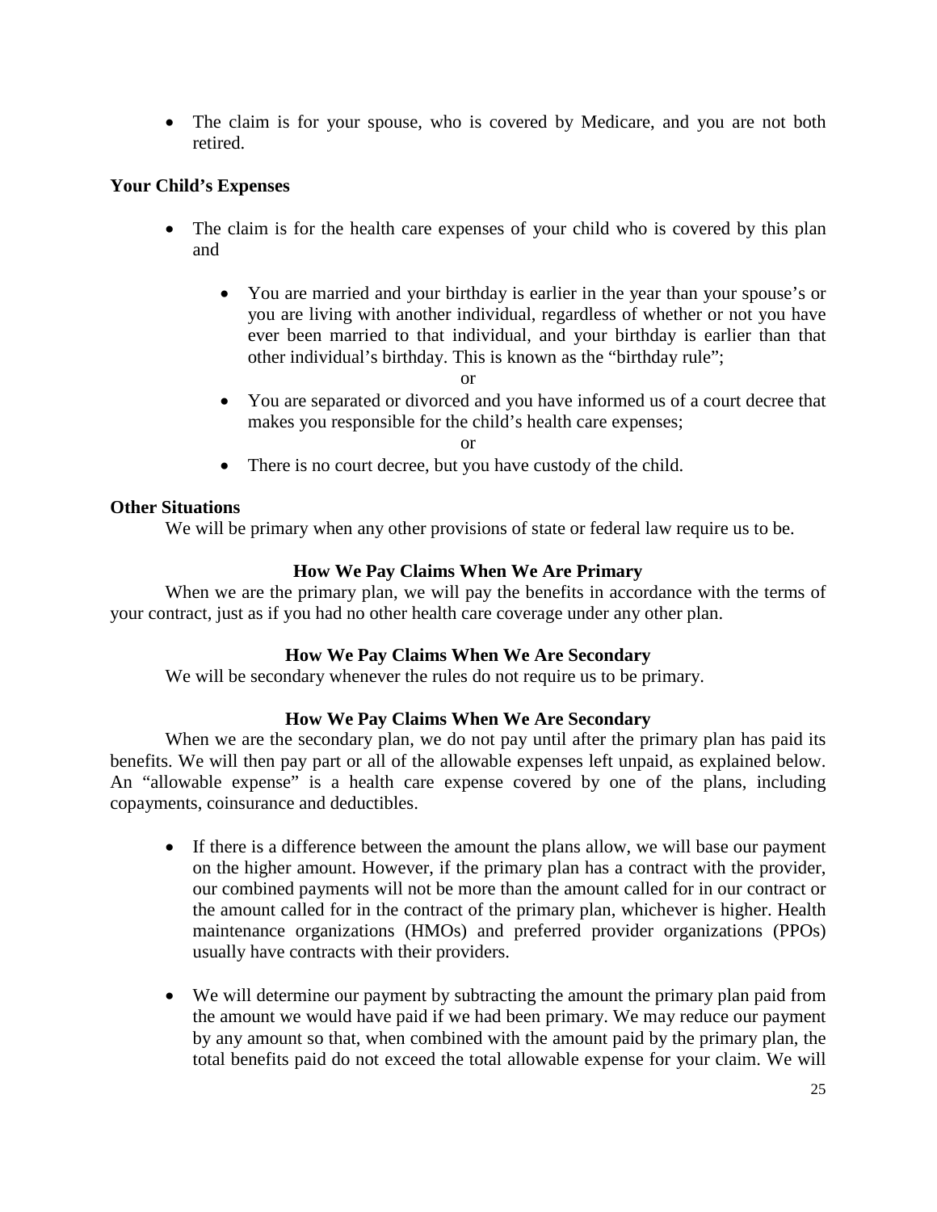- The claim is for your spouse, who is covered by Medicare, and you are not both retired.

**Your Child's Expenses**

- The claim is for the health care expenses of your child who is covered by this plan and
  - You are married and your birthday is earlier in the year than your spouse's or you are living with another individual, regardless of whether or not you have ever been married to that individual, and your birthday is earlier than that other individual's birthday. This is known as the "birthday rule";

    or
  - You are separated or divorced and you have informed us of a court decree that makes you responsible for the child's health care expenses;

    or
  - There is no court decree, but you have custody of the child.

**Other Situations**

We will be primary when any other provisions of state or federal law require us to be.

**How We Pay Claims When We Are Primary**

When we are the primary plan, we will pay the benefits in accordance with the terms of your contract, just as if you had no other health care coverage under any other plan.

**How We Pay Claims When We Are Secondary**

We will be secondary whenever the rules do not require us to be primary.

**How We Pay Claims When We Are Secondary**

When we are the secondary plan, we do not pay until after the primary plan has paid its benefits. We will then pay part or all of the allowable expenses left unpaid, as explained below. An "allowable expense" is a health care expense covered by one of the plans, including copayments, coinsurance and deductibles.

- If there is a difference between the amount the plans allow, we will base our payment on the higher amount. However, if the primary plan has a contract with the provider, our combined payments will not be more than the amount called for in our contract or the amount called for in the contract of the primary plan, whichever is higher. Health maintenance organizations (HMOs) and preferred provider organizations (PPOs) usually have contracts with their providers.

- We will determine our payment by subtracting the amount the primary plan paid from the amount we would have paid if we had been primary. We may reduce our payment by any amount so that, when combined with the amount paid by the primary plan, the total benefits paid do not exceed the total allowable expense for your claim. We will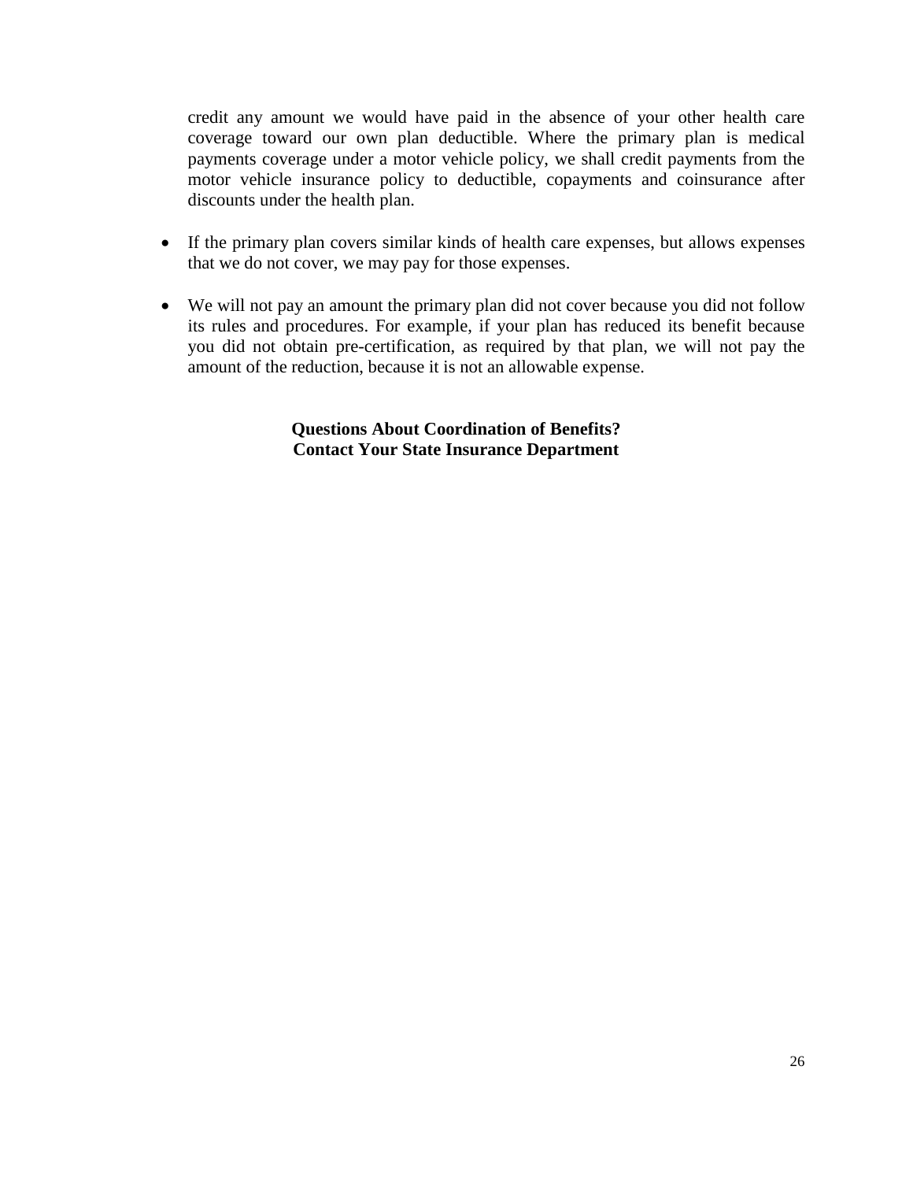credit any amount we would have paid in the absence of your other health care coverage toward our own plan deductible. Where the primary plan is medical payments coverage under a motor vehicle policy, we shall credit payments from the motor vehicle insurance policy to deductible, copayments and coinsurance after discounts under the health plan.

- If the primary plan covers similar kinds of health care expenses, but allows expenses that we do not cover, we may pay for those expenses.

- We will not pay an amount the primary plan did not cover because you did not follow its rules and procedures. For example, if your plan has reduced its benefit because you did not obtain pre-certification, as required by that plan, we will not pay the amount of the reduction, because it is not an allowable expense.

**Questions About Coordination of Benefits?**
**Contact Your State Insurance Department**